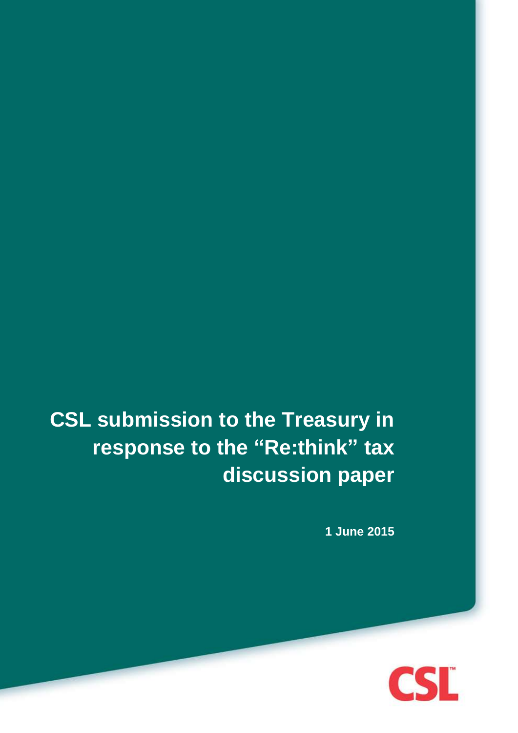# CSL submission to the Treasury in response to the "Re:think" tax discussion paper

**1 June 2015**

CSL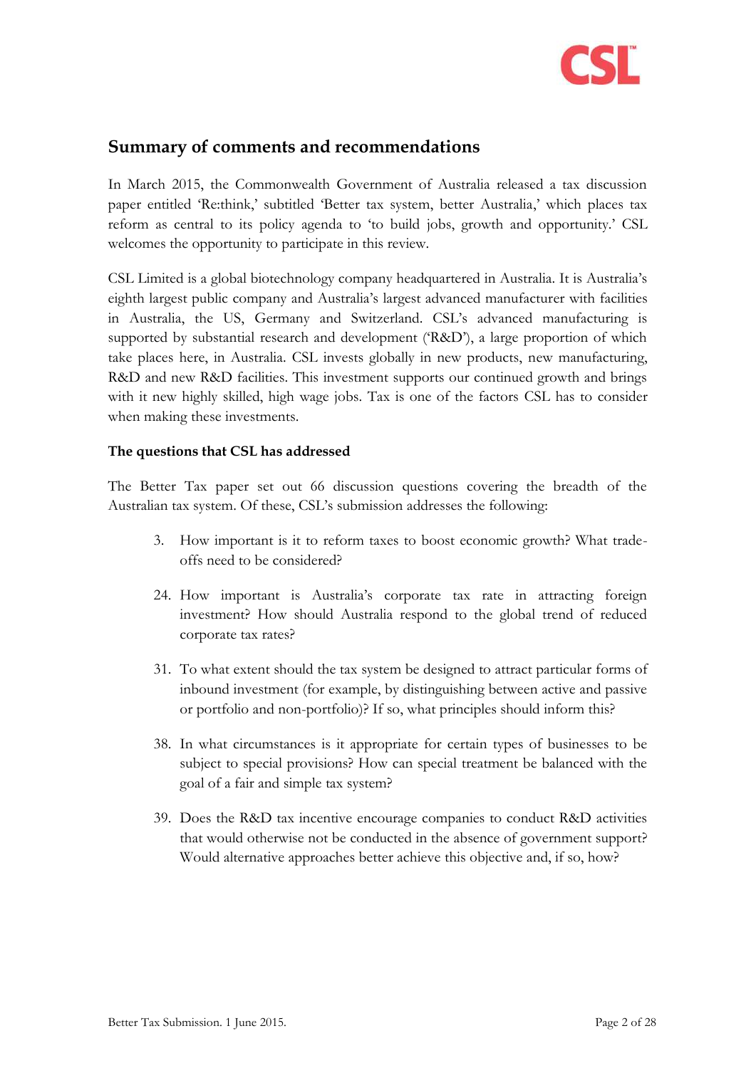## Summary of comments and recommendations

In March 2015, the Commonwealth Government of Australia released a tax discussion paper entitled 'Re:think,' subtitled 'Better tax system, better Australia,' which places tax reform as central to its policy agenda to 'to build jobs, growth and opportunity.' CSL welcomes the opportunity to participate in this review.

CSL Limited is a global biotechnology company headquartered in Australia. It is Australia's eighth largest public company and Australia's largest advanced manufacturer with facilities in Australia, the US, Germany and Switzerland. CSL's advanced manufacturing is supported by substantial research and development ('R&D'), a large proportion of which take places here, in Australia. CSL invests globally in new products, new manufacturing, R&D and new R&D facilities. This investment supports our continued growth and brings with it new highly skilled, high wage jobs. Tax is one of the factors CSL has to consider when making these investments.

**The questions that CSL has addressed**

The Better Tax paper set out 66 discussion questions covering the breadth of the Australian tax system. Of these, CSL's submission addresses the following:

3. How important is it to reform taxes to boost economic growth? What trade-offs need to be considered?

24. How important is Australia's corporate tax rate in attracting foreign investment? How should Australia respond to the global trend of reduced corporate tax rates?

31. To what extent should the tax system be designed to attract particular forms of inbound investment (for example, by distinguishing between active and passive or portfolio and non-portfolio)? If so, what principles should inform this?

38. In what circumstances is it appropriate for certain types of businesses to be subject to special provisions? How can special treatment be balanced with the goal of a fair and simple tax system?

39. Does the R&D tax incentive encourage companies to conduct R&D activities that would otherwise not be conducted in the absence of government support? Would alternative approaches better achieve this objective and, if so, how?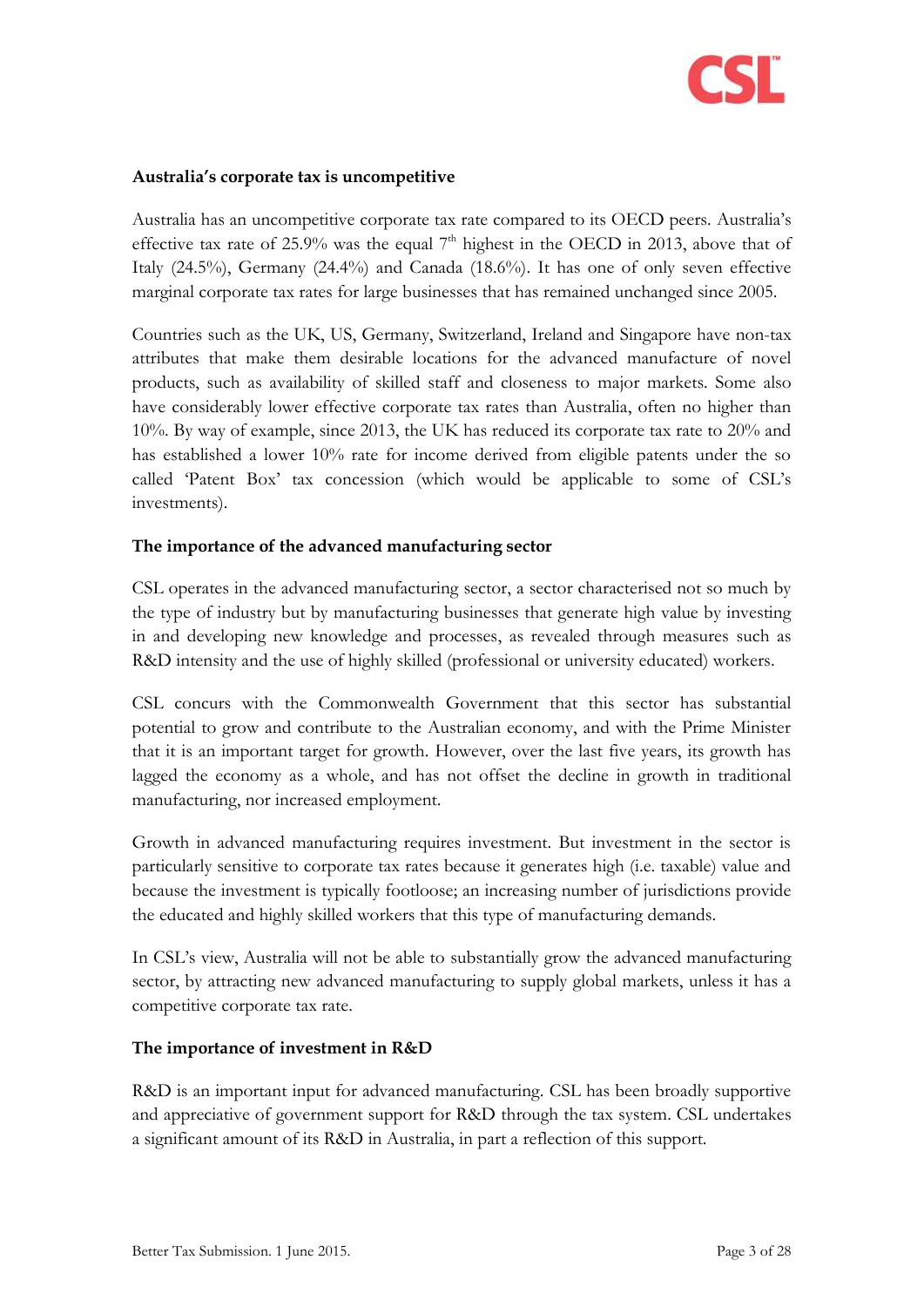**Australia's corporate tax is uncompetitive**

Australia has an uncompetitive corporate tax rate compared to its OECD peers. Australia's effective tax rate of 25.9% was the equal 7th highest in the OECD in 2013, above that of Italy (24.5%), Germany (24.4%) and Canada (18.6%). It has one of only seven effective marginal corporate tax rates for large businesses that has remained unchanged since 2005.

Countries such as the UK, US, Germany, Switzerland, Ireland and Singapore have non-tax attributes that make them desirable locations for the advanced manufacture of novel products, such as availability of skilled staff and closeness to major markets. Some also have considerably lower effective corporate tax rates than Australia, often no higher than 10%. By way of example, since 2013, the UK has reduced its corporate tax rate to 20% and has established a lower 10% rate for income derived from eligible patents under the so called 'Patent Box' tax concession (which would be applicable to some of CSL's investments).

**The importance of the advanced manufacturing sector**

CSL operates in the advanced manufacturing sector, a sector characterised not so much by the type of industry but by manufacturing businesses that generate high value by investing in and developing new knowledge and processes, as revealed through measures such as R&D intensity and the use of highly skilled (professional or university educated) workers.

CSL concurs with the Commonwealth Government that this sector has substantial potential to grow and contribute to the Australian economy, and with the Prime Minister that it is an important target for growth. However, over the last five years, its growth has lagged the economy as a whole, and has not offset the decline in growth in traditional manufacturing, nor increased employment.

Growth in advanced manufacturing requires investment. But investment in the sector is particularly sensitive to corporate tax rates because it generates high (i.e. taxable) value and because the investment is typically footloose; an increasing number of jurisdictions provide the educated and highly skilled workers that this type of manufacturing demands.

In CSL's view, Australia will not be able to substantially grow the advanced manufacturing sector, by attracting new advanced manufacturing to supply global markets, unless it has a competitive corporate tax rate.

**The importance of investment in R&D**

R&D is an important input for advanced manufacturing. CSL has been broadly supportive and appreciative of government support for R&D through the tax system. CSL undertakes a significant amount of its R&D in Australia, in part a reflection of this support.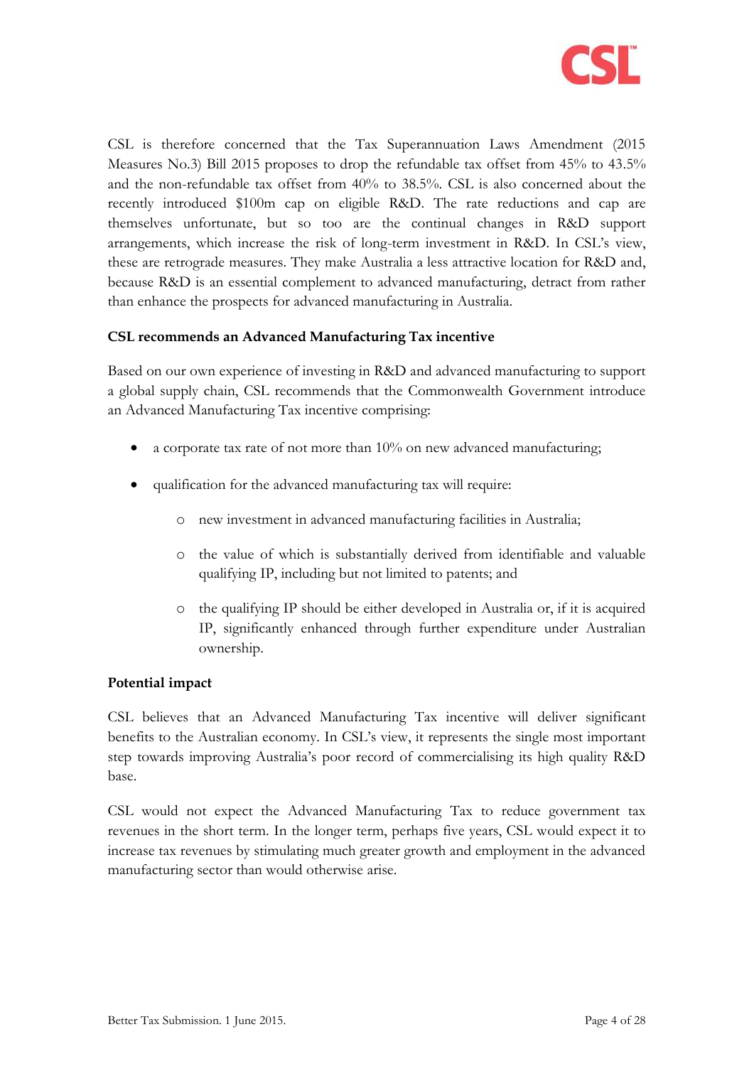CSL is therefore concerned that the Tax Superannuation Laws Amendment (2015 Measures No.3) Bill 2015 proposes to drop the refundable tax offset from 45% to 43.5% and the non-refundable tax offset from 40% to 38.5%. CSL is also concerned about the recently introduced $100m cap on eligible R&D. The rate reductions and cap are themselves unfortunate, but so too are the continual changes in R&D support arrangements, which increase the risk of long-term investment in R&D. In CSL's view, these are retrograde measures. They make Australia a less attractive location for R&D and, because R&D is an essential complement to advanced manufacturing, detract from rather than enhance the prospects for advanced manufacturing in Australia.

**CSL recommends an Advanced Manufacturing Tax incentive**

Based on our own experience of investing in R&D and advanced manufacturing to support a global supply chain, CSL recommends that the Commonwealth Government introduce an Advanced Manufacturing Tax incentive comprising:

- a corporate tax rate of not more than 10% on new advanced manufacturing;
- qualification for the advanced manufacturing tax will require:
  - new investment in advanced manufacturing facilities in Australia;
  - the value of which is substantially derived from identifiable and valuable qualifying IP, including but not limited to patents; and
  - the qualifying IP should be either developed in Australia or, if it is acquired IP, significantly enhanced through further expenditure under Australian ownership.

**Potential impact**

CSL believes that an Advanced Manufacturing Tax incentive will deliver significant benefits to the Australian economy. In CSL's view, it represents the single most important step towards improving Australia's poor record of commercialising its high quality R&D base.

CSL would not expect the Advanced Manufacturing Tax to reduce government tax revenues in the short term. In the longer term, perhaps five years, CSL would expect it to increase tax revenues by stimulating much greater growth and employment in the advanced manufacturing sector than would otherwise arise.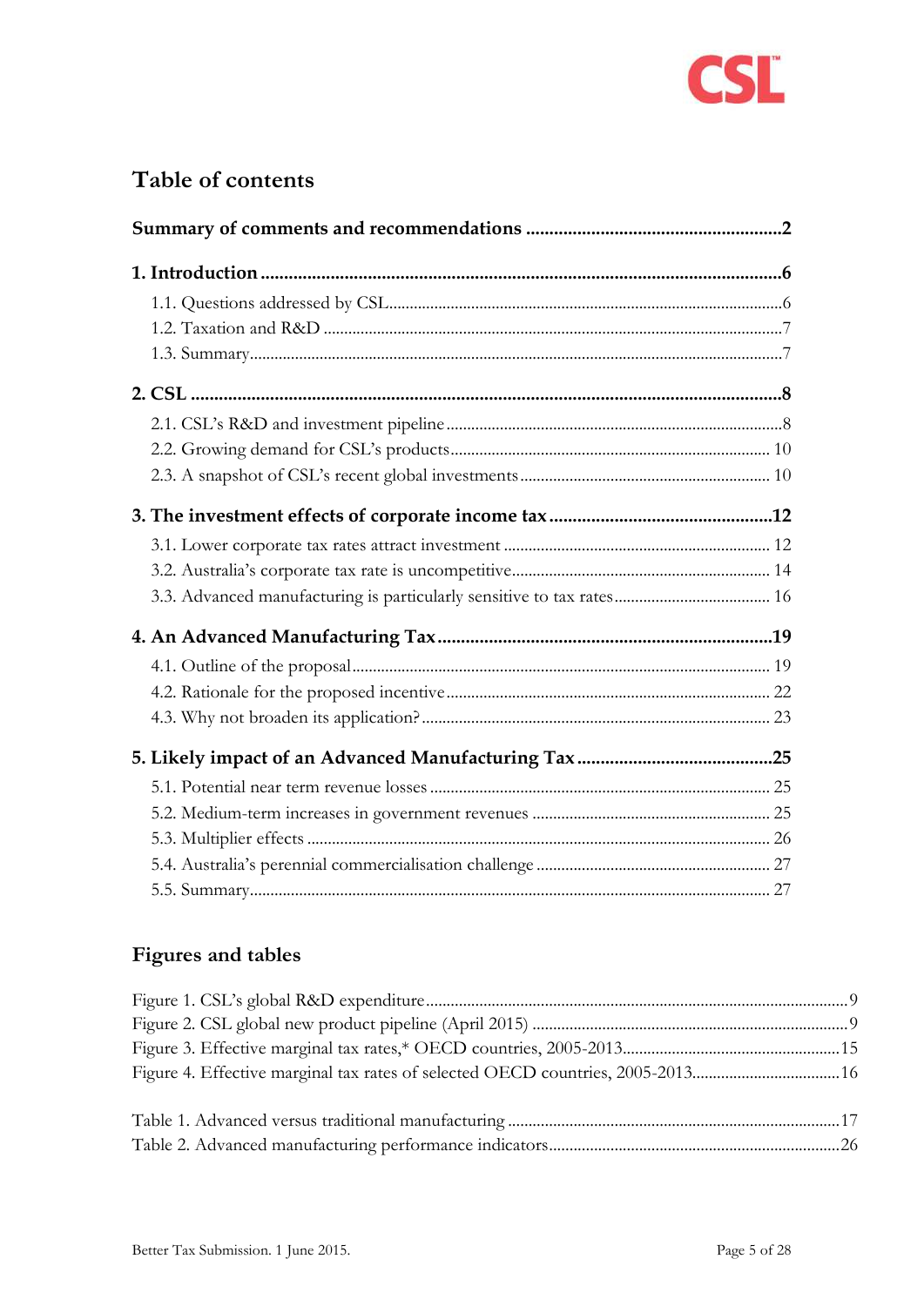## Table of contents

**Summary of comments and recommendations .......................................................2**

**1. Introduction .................................................................................................6**

- 1.1. Questions addressed by CSL..............................................................................6
- 1.2. Taxation and R&D ..............................................................................................7
- 1.3. Summary.................................................................................................................7

**2. CSL ...............................................................................................................8**

- 2.1. CSL's R&D and investment pipeline ................................................................8
- 2.2. Growing demand for CSL's products............................................................ 10
- 2.3. A snapshot of CSL's recent global investments ............................................ 10

**3. The investment effects of corporate income tax ...............................................12**

- 3.1. Lower corporate tax rates attract investment ................................................ 12
- 3.2. Australia's corporate tax rate is uncompetitive.............................................. 14
- 3.3. Advanced manufacturing is particularly sensitive to tax rates...................... 16

**4. An Advanced Manufacturing Tax.......................................................................19**

- 4.1. Outline of the proposal.................................................................................... 19
- 4.2. Rationale for the proposed incentive ............................................................. 22
- 4.3. Why not broaden its application? ................................................................... 23

**5. Likely impact of an Advanced Manufacturing Tax ..........................................25**

- 5.1. Potential near term revenue losses ................................................................. 25
- 5.2. Medium-term increases in government revenues .......................................... 25
- 5.3. Multiplier effects ............................................................................................... 26
- 5.4. Australia's perennial commercialisation challenge ........................................ 27
- 5.5. Summary............................................................................................................. 27

## Figures and tables

Figure 1. CSL's global R&D expenditure.....................................................................9
Figure 2. CSL global new product pipeline (April 2015) ............................................9
Figure 3. Effective marginal tax rates,* OECD countries, 2005-2013.....................................................15
Figure 4. Effective marginal tax rates of selected OECD countries, 2005-2013....................................16

Table 1. Advanced versus traditional manufacturing ...............................................................17
Table 2. Advanced manufacturing performance indicators.....................................................26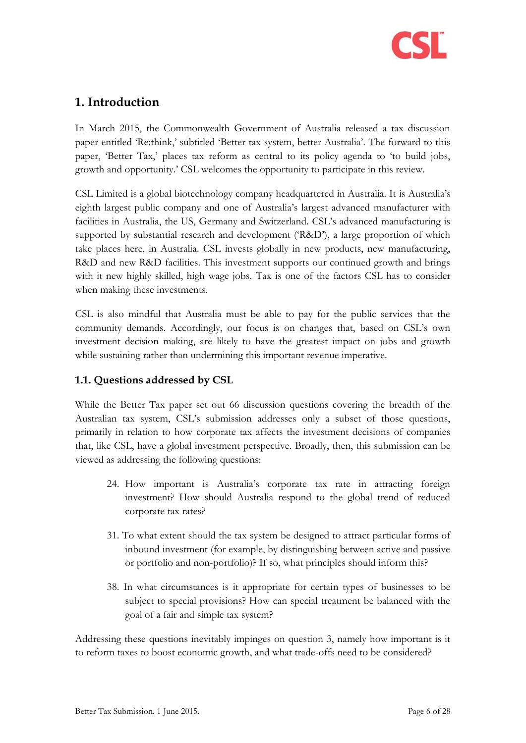## 1. Introduction

In March 2015, the Commonwealth Government of Australia released a tax discussion paper entitled 'Re:think,' subtitled 'Better tax system, better Australia'. The forward to this paper, 'Better Tax,' places tax reform as central to its policy agenda to 'to build jobs, growth and opportunity.' CSL welcomes the opportunity to participate in this review.

CSL Limited is a global biotechnology company headquartered in Australia. It is Australia's eighth largest public company and one of Australia's largest advanced manufacturer with facilities in Australia, the US, Germany and Switzerland. CSL's advanced manufacturing is supported by substantial research and development ('R&D'), a large proportion of which take places here, in Australia. CSL invests globally in new products, new manufacturing, R&D and new R&D facilities. This investment supports our continued growth and brings with it new highly skilled, high wage jobs. Tax is one of the factors CSL has to consider when making these investments.

CSL is also mindful that Australia must be able to pay for the public services that the community demands. Accordingly, our focus is on changes that, based on CSL's own investment decision making, are likely to have the greatest impact on jobs and growth while sustaining rather than undermining this important revenue imperative.

### 1.1. Questions addressed by CSL

While the Better Tax paper set out 66 discussion questions covering the breadth of the Australian tax system, CSL's submission addresses only a subset of those questions, primarily in relation to how corporate tax affects the investment decisions of companies that, like CSL, have a global investment perspective. Broadly, then, this submission can be viewed as addressing the following questions:

24. How important is Australia's corporate tax rate in attracting foreign investment? How should Australia respond to the global trend of reduced corporate tax rates?

31. To what extent should the tax system be designed to attract particular forms of inbound investment (for example, by distinguishing between active and passive or portfolio and non-portfolio)? If so, what principles should inform this?

38. In what circumstances is it appropriate for certain types of businesses to be subject to special provisions? How can special treatment be balanced with the goal of a fair and simple tax system?

Addressing these questions inevitably impinges on question 3, namely how important is it to reform taxes to boost economic growth, and what trade-offs need to be considered?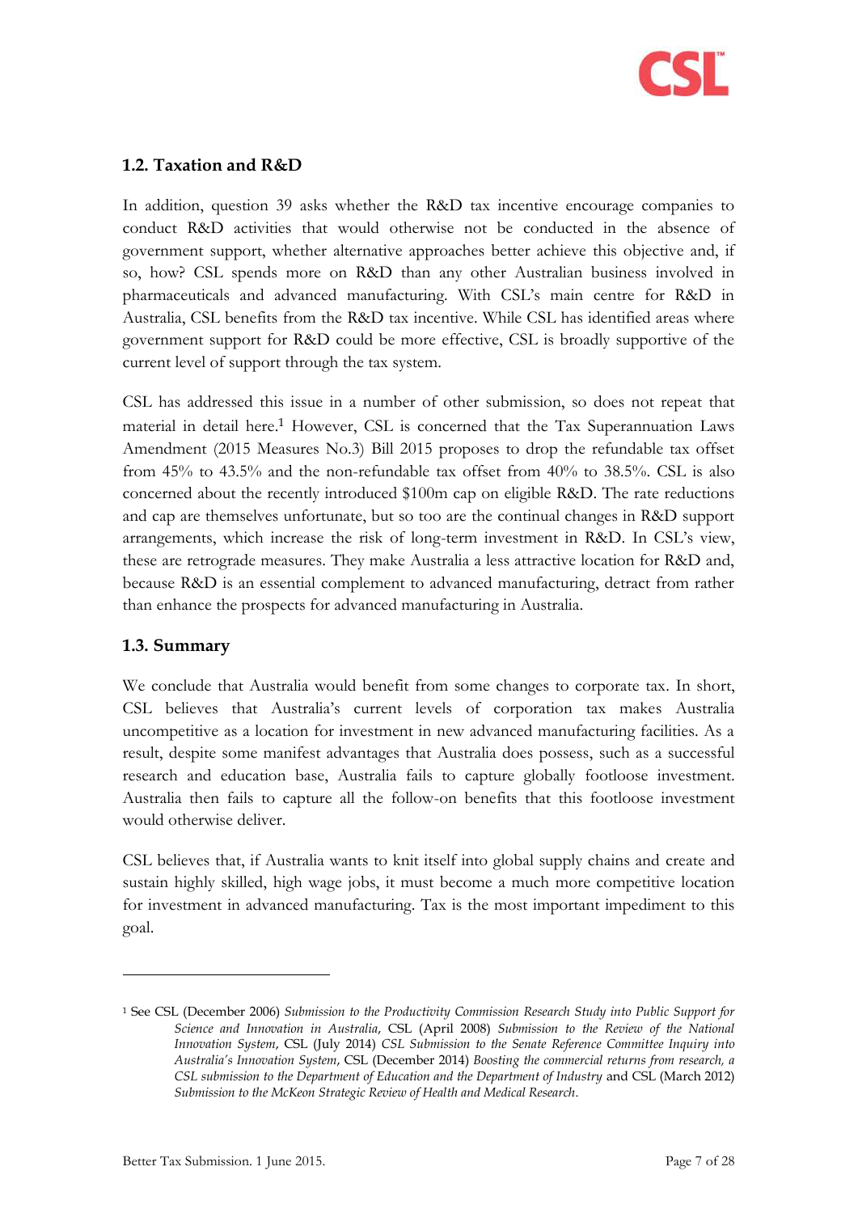## 1.2. Taxation and R&D

In addition, question 39 asks whether the R&D tax incentive encourage companies to conduct R&D activities that would otherwise not be conducted in the absence of government support, whether alternative approaches better achieve this objective and, if so, how? CSL spends more on R&D than any other Australian business involved in pharmaceuticals and advanced manufacturing. With CSL's main centre for R&D in Australia, CSL benefits from the R&D tax incentive. While CSL has identified areas where government support for R&D could be more effective, CSL is broadly supportive of the current level of support through the tax system.

CSL has addressed this issue in a number of other submission, so does not repeat that material in detail here.[1] However, CSL is concerned that the Tax Superannuation Laws Amendment (2015 Measures No.3) Bill 2015 proposes to drop the refundable tax offset from 45% to 43.5% and the non-refundable tax offset from 40% to 38.5%. CSL is also concerned about the recently introduced $100m cap on eligible R&D. The rate reductions and cap are themselves unfortunate, but so too are the continual changes in R&D support arrangements, which increase the risk of long-term investment in R&D. In CSL's view, these are retrograde measures. They make Australia a less attractive location for R&D and, because R&D is an essential complement to advanced manufacturing, detract from rather than enhance the prospects for advanced manufacturing in Australia.

## 1.3. Summary

We conclude that Australia would benefit from some changes to corporate tax. In short, CSL believes that Australia's current levels of corporation tax makes Australia uncompetitive as a location for investment in new advanced manufacturing facilities. As a result, despite some manifest advantages that Australia does possess, such as a successful research and education base, Australia fails to capture globally footloose investment. Australia then fails to capture all the follow-on benefits that this footloose investment would otherwise deliver.

CSL believes that, if Australia wants to knit itself into global supply chains and create and sustain highly skilled, high wage jobs, it must become a much more competitive location for investment in advanced manufacturing. Tax is the most important impediment to this goal.

---

[1] See CSL (December 2006) *Submission to the Productivity Commission Research Study into Public Support for Science and Innovation in Australia*, CSL (April 2008) *Submission to the Review of the National Innovation System*, CSL (July 2014) *CSL Submission to the Senate Reference Committee Inquiry into Australia's Innovation System*, CSL (December 2014) *Boosting the commercial returns from research, a CSL submission to the Department of Education and the Department of Industry* and CSL (March 2012) *Submission to the McKeon Strategic Review of Health and Medical Research*.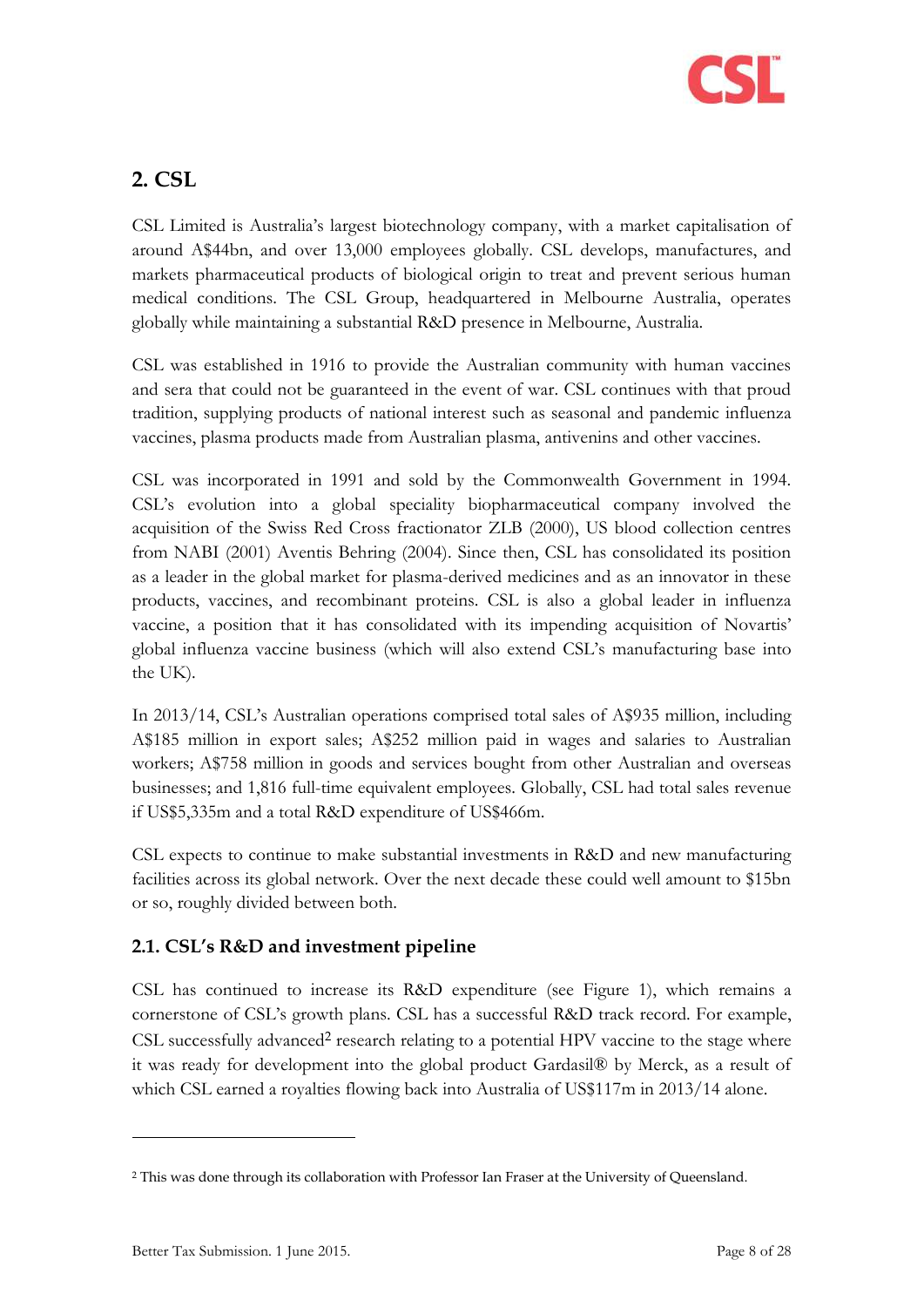## 2. CSL

CSL Limited is Australia's largest biotechnology company, with a market capitalisation of around A$44bn, and over 13,000 employees globally. CSL develops, manufactures, and markets pharmaceutical products of biological origin to treat and prevent serious human medical conditions. The CSL Group, headquartered in Melbourne Australia, operates globally while maintaining a substantial R&D presence in Melbourne, Australia.

CSL was established in 1916 to provide the Australian community with human vaccines and sera that could not be guaranteed in the event of war. CSL continues with that proud tradition, supplying products of national interest such as seasonal and pandemic influenza vaccines, plasma products made from Australian plasma, antivenins and other vaccines.

CSL was incorporated in 1991 and sold by the Commonwealth Government in 1994. CSL's evolution into a global speciality biopharmaceutical company involved the acquisition of the Swiss Red Cross fractionator ZLB (2000), US blood collection centres from NABI (2001) Aventis Behring (2004). Since then, CSL has consolidated its position as a leader in the global market for plasma-derived medicines and as an innovator in these products, vaccines, and recombinant proteins. CSL is also a global leader in influenza vaccine, a position that it has consolidated with its impending acquisition of Novartis' global influenza vaccine business (which will also extend CSL's manufacturing base into the UK).

In 2013/14, CSL's Australian operations comprised total sales of A$935 million, including A$185 million in export sales; A$252 million paid in wages and salaries to Australian workers; A$758 million in goods and services bought from other Australian and overseas businesses; and 1,816 full-time equivalent employees. Globally, CSL had total sales revenue if US$5,335m and a total R&D expenditure of US$466m.

CSL expects to continue to make substantial investments in R&D and new manufacturing facilities across its global network. Over the next decade these could well amount to $15bn or so, roughly divided between both.

### 2.1. CSL's R&D and investment pipeline

CSL has continued to increase its R&D expenditure (see Figure 1), which remains a cornerstone of CSL's growth plans. CSL has a successful R&D track record. For example, CSL successfully advanced[2] research relating to a potential HPV vaccine to the stage where it was ready for development into the global product Gardasil® by Merck, as a result of which CSL earned a royalties flowing back into Australia of US$117m in 2013/14 alone.

[2] This was done through its collaboration with Professor Ian Fraser at the University of Queensland.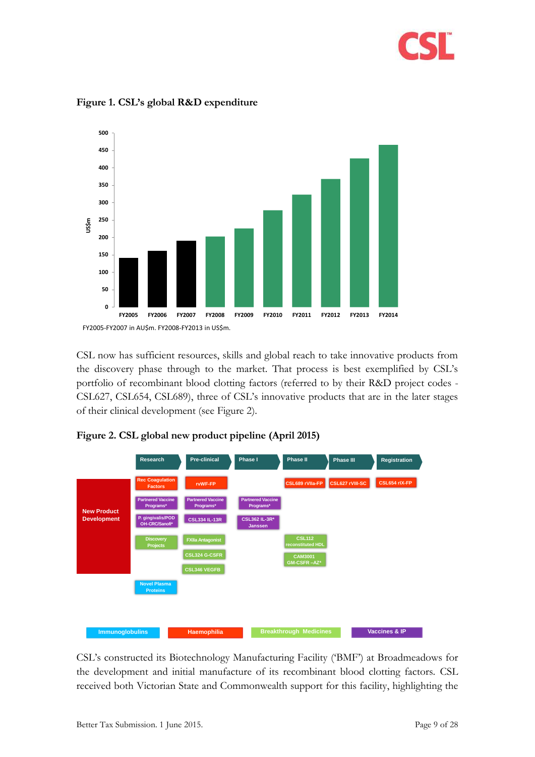**Figure 1. CSL's global R&D expenditure**

FY2005-FY2007 in AU$m. FY2008-FY2013 in US$m.

CSL now has sufficient resources, skills and global reach to take innovative products from the discovery phase through to the market. That process is best exemplified by CSL's portfolio of recombinant blood clotting factors (referred to by their R&D project codes - CSL627, CSL654, CSL689), three of CSL's innovative products that are in the later stages of their clinical development (see Figure 2).

**Figure 2. CSL global new product pipeline (April 2015)**

CSL's constructed its Biotechnology Manufacturing Facility ('BMF') at Broadmeadows for the development and initial manufacture of its recombinant blood clotting factors. CSL received both Victorian State and Commonwealth support for this facility, highlighting the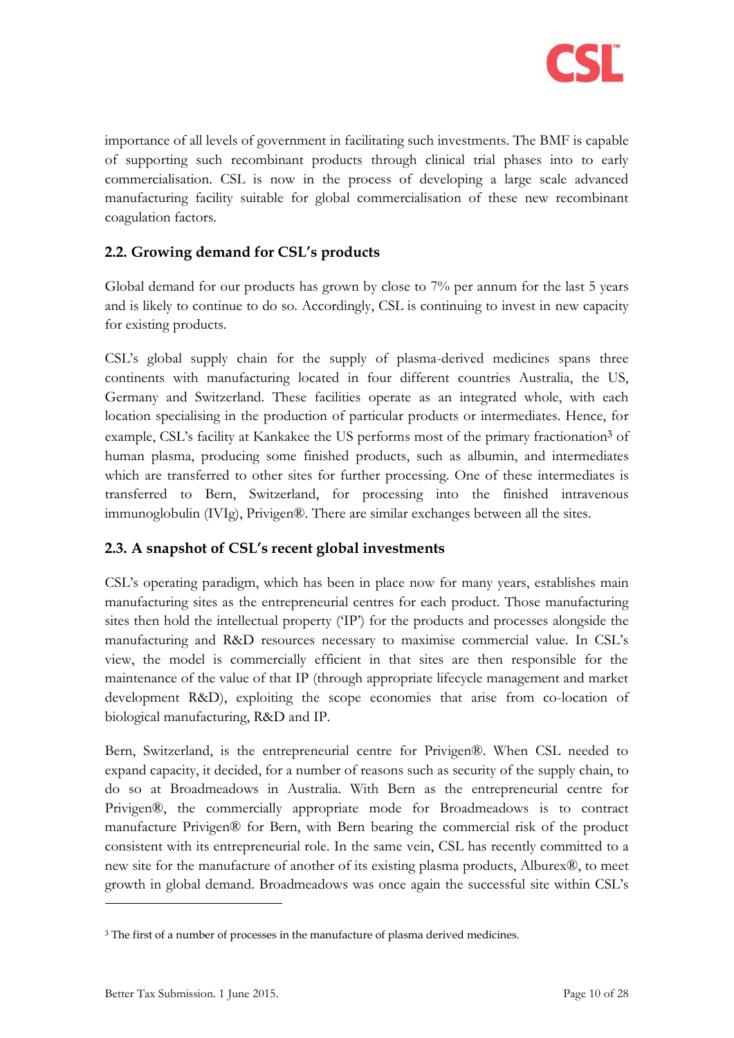importance of all levels of government in facilitating such investments. The BMF is capable of supporting such recombinant products through clinical trial phases into to early commercialisation. CSL is now in the process of developing a large scale advanced manufacturing facility suitable for global commercialisation of these new recombinant coagulation factors.

## 2.2. Growing demand for CSL's products

Global demand for our products has grown by close to 7% per annum for the last 5 years and is likely to continue to do so. Accordingly, CSL is continuing to invest in new capacity for existing products.

CSL's global supply chain for the supply of plasma-derived medicines spans three continents with manufacturing located in four different countries Australia, the US, Germany and Switzerland. These facilities operate as an integrated whole, with each location specialising in the production of particular products or intermediates. Hence, for example, CSL's facility at Kankakee the US performs most of the primary fractionation[3] of human plasma, producing some finished products, such as albumin, and intermediates which are transferred to other sites for further processing. One of these intermediates is transferred to Bern, Switzerland, for processing into the finished intravenous immunoglobulin (IVIg), Privigen®. There are similar exchanges between all the sites.

## 2.3. A snapshot of CSL's recent global investments

CSL's operating paradigm, which has been in place now for many years, establishes main manufacturing sites as the entrepreneurial centres for each product. Those manufacturing sites then hold the intellectual property ('IP') for the products and processes alongside the manufacturing and R&D resources necessary to maximise commercial value. In CSL's view, the model is commercially efficient in that sites are then responsible for the maintenance of the value of that IP (through appropriate lifecycle management and market development R&D), exploiting the scope economies that arise from co-location of biological manufacturing, R&D and IP.

Bern, Switzerland, is the entrepreneurial centre for Privigen®. When CSL needed to expand capacity, it decided, for a number of reasons such as security of the supply chain, to do so at Broadmeadows in Australia. With Bern as the entrepreneurial centre for Privigen®, the commercially appropriate mode for Broadmeadows is to contract manufacture Privigen® for Bern, with Bern bearing the commercial risk of the product consistent with its entrepreneurial role. In the same vein, CSL has recently committed to a new site for the manufacture of another of its existing plasma products, Alburex®, to meet growth in global demand. Broadmeadows was once again the successful site within CSL's

[3] The first of a number of processes in the manufacture of plasma derived medicines.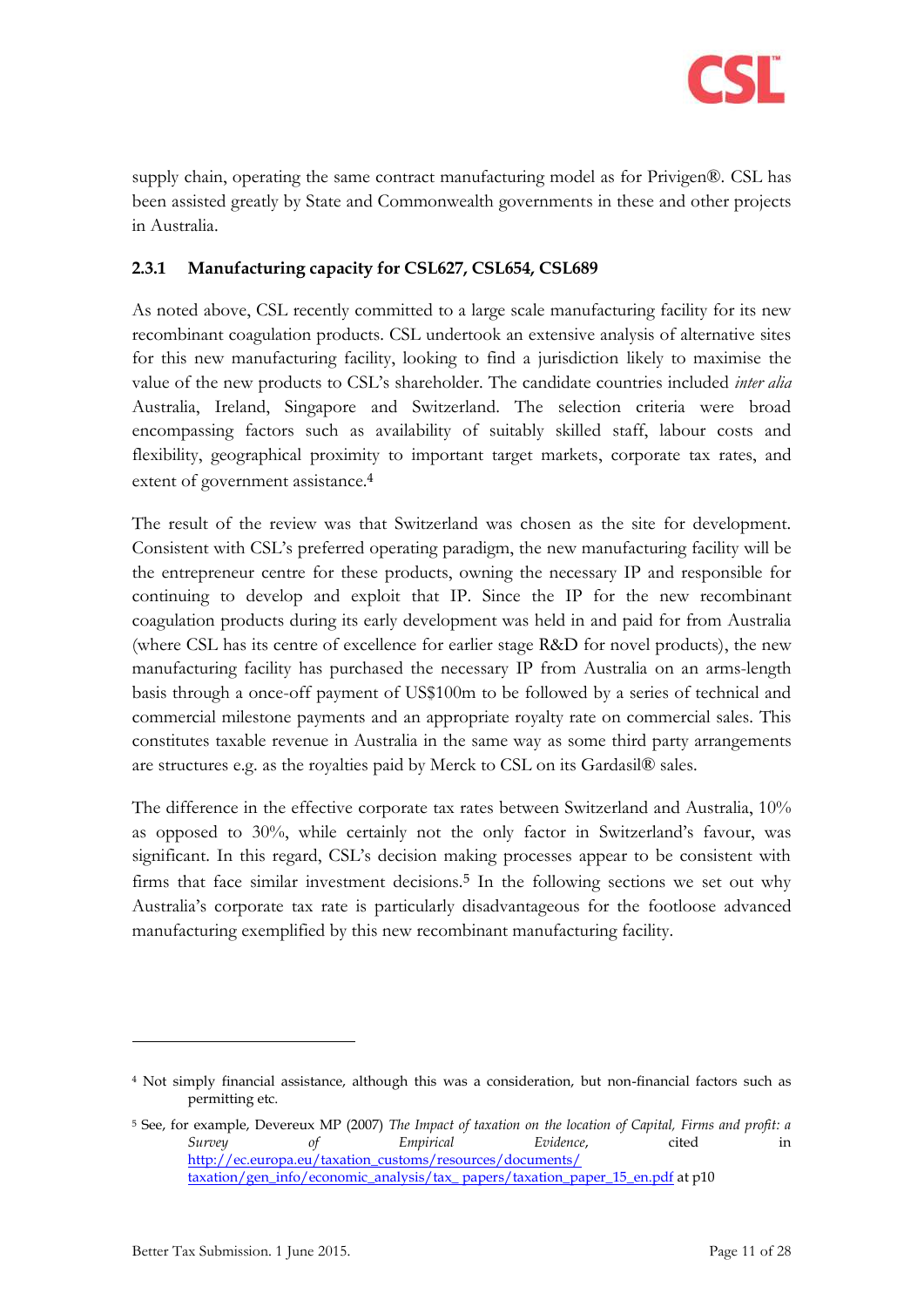supply chain, operating the same contract manufacturing model as for Privigen®. CSL has been assisted greatly by State and Commonwealth governments in these and other projects in Australia.

### 2.3.1 Manufacturing capacity for CSL627, CSL654, CSL689

As noted above, CSL recently committed to a large scale manufacturing facility for its new recombinant coagulation products. CSL undertook an extensive analysis of alternative sites for this new manufacturing facility, looking to find a jurisdiction likely to maximise the value of the new products to CSL's shareholder. The candidate countries included *inter alia* Australia, Ireland, Singapore and Switzerland. The selection criteria were broad encompassing factors such as availability of suitably skilled staff, labour costs and flexibility, geographical proximity to important target markets, corporate tax rates, and extent of government assistance.[4]

The result of the review was that Switzerland was chosen as the site for development. Consistent with CSL's preferred operating paradigm, the new manufacturing facility will be the entrepreneur centre for these products, owning the necessary IP and responsible for continuing to develop and exploit that IP. Since the IP for the new recombinant coagulation products during its early development was held in and paid for from Australia (where CSL has its centre of excellence for earlier stage R&D for novel products), the new manufacturing facility has purchased the necessary IP from Australia on an arms-length basis through a once-off payment of US$100m to be followed by a series of technical and commercial milestone payments and an appropriate royalty rate on commercial sales. This constitutes taxable revenue in Australia in the same way as some third party arrangements are structures e.g. as the royalties paid by Merck to CSL on its Gardasil® sales.

The difference in the effective corporate tax rates between Switzerland and Australia, 10% as opposed to 30%, while certainly not the only factor in Switzerland's favour, was significant. In this regard, CSL's decision making processes appear to be consistent with firms that face similar investment decisions.[5] In the following sections we set out why Australia's corporate tax rate is particularly disadvantageous for the footloose advanced manufacturing exemplified by this new recombinant manufacturing facility.

---

[4] Not simply financial assistance, although this was a consideration, but non-financial factors such as permitting etc.

[5] See, for example, Devereux MP (2007) *The Impact of taxation on the location of Capital, Firms and profit: a Survey of Empirical Evidence*, cited in http://ec.europa.eu/taxation_customs/resources/documents/taxation/gen_info/economic_analysis/tax_papers/taxation_paper_15_en.pdf at p10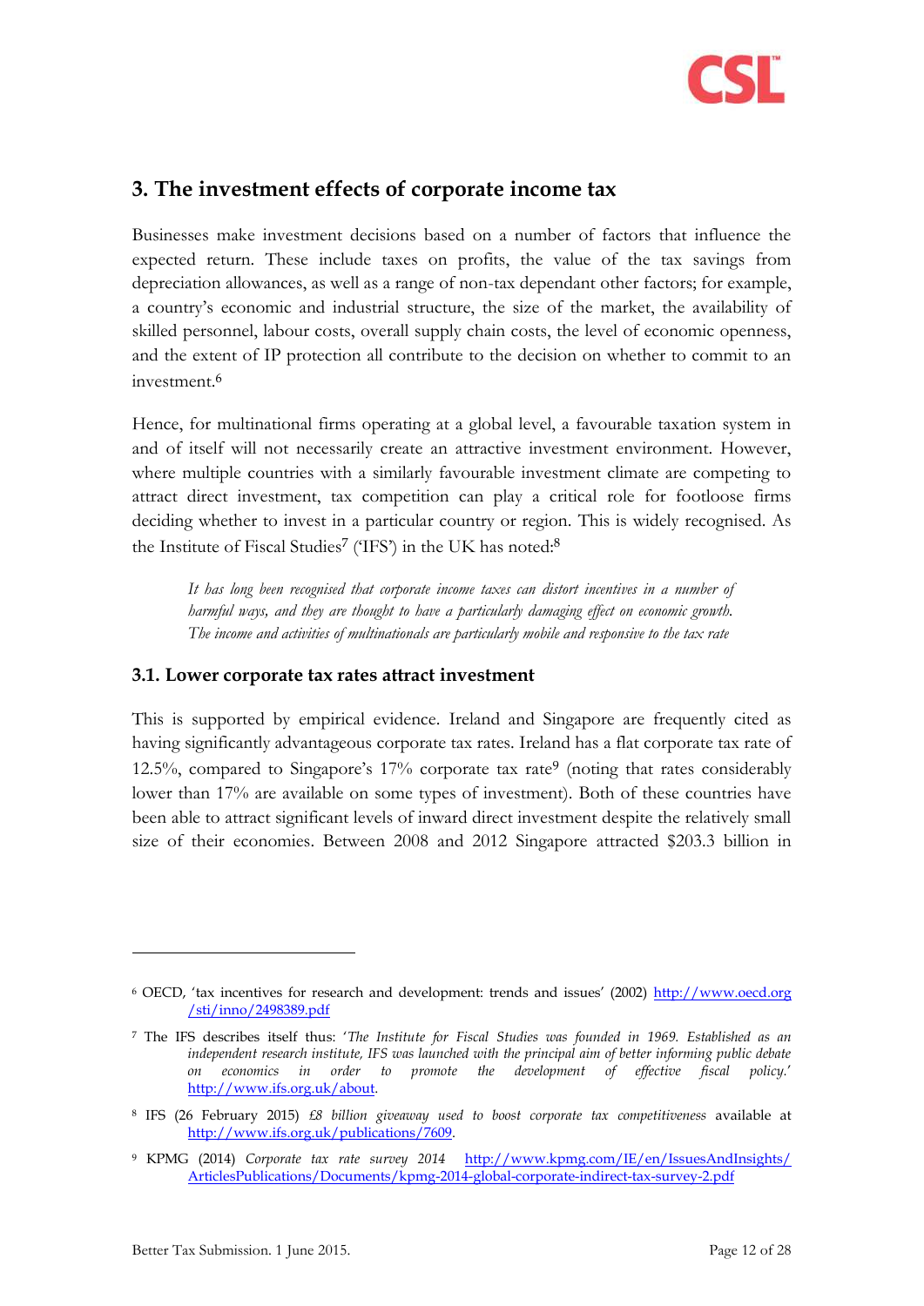## 3. The investment effects of corporate income tax

Businesses make investment decisions based on a number of factors that influence the expected return. These include taxes on profits, the value of the tax savings from depreciation allowances, as well as a range of non-tax dependant other factors; for example, a country's economic and industrial structure, the size of the market, the availability of skilled personnel, labour costs, overall supply chain costs, the level of economic openness, and the extent of IP protection all contribute to the decision on whether to commit to an investment.[6]

Hence, for multinational firms operating at a global level, a favourable taxation system in and of itself will not necessarily create an attractive investment environment. However, where multiple countries with a similarly favourable investment climate are competing to attract direct investment, tax competition can play a critical role for footloose firms deciding whether to invest in a particular country or region. This is widely recognised. As the Institute of Fiscal Studies[7] ('IFS') in the UK has noted:[8]

> *It has long been recognised that corporate income taxes can distort incentives in a number of harmful ways, and they are thought to have a particularly damaging effect on economic growth. The income and activities of multinationals are particularly mobile and responsive to the tax rate*

### 3.1. Lower corporate tax rates attract investment

This is supported by empirical evidence. Ireland and Singapore are frequently cited as having significantly advantageous corporate tax rates. Ireland has a flat corporate tax rate of 12.5%, compared to Singapore's 17% corporate tax rate[9] (noting that rates considerably lower than 17% are available on some types of investment). Both of these countries have been able to attract significant levels of inward direct investment despite the relatively small size of their economies. Between 2008 and 2012 Singapore attracted $203.3 billion in

---

[6] OECD, 'tax incentives for research and development: trends and issues' (2002) http://www.oecd.org/sti/inno/2498389.pdf

[7] The IFS describes itself thus: '*The Institute for Fiscal Studies was founded in 1969. Established as an independent research institute, IFS was launched with the principal aim of better informing public debate on economics in order to promote the development of effective fiscal policy.*' http://www.ifs.org.uk/about.

[8] IFS (26 February 2015) *£8 billion giveaway used to boost corporate tax competitiveness* available at http://www.ifs.org.uk/publications/7609.

[9] KPMG (2014) *Corporate tax rate survey 2014* http://www.kpmg.com/IE/en/IssuesAndInsights/ArticlesPublications/Documents/kpmg-2014-global-corporate-indirect-tax-survey-2.pdf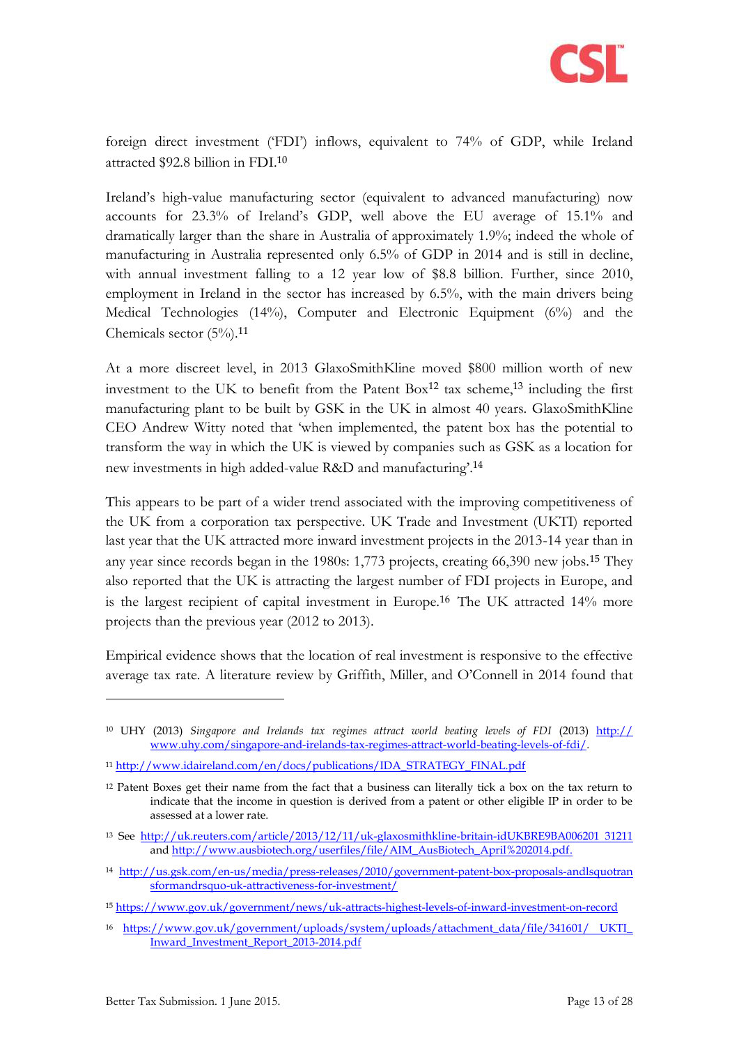foreign direct investment ('FDI') inflows, equivalent to 74% of GDP, while Ireland attracted $92.8 billion in FDI.[10]

Ireland's high-value manufacturing sector (equivalent to advanced manufacturing) now accounts for 23.3% of Ireland's GDP, well above the EU average of 15.1% and dramatically larger than the share in Australia of approximately 1.9%; indeed the whole of manufacturing in Australia represented only 6.5% of GDP in 2014 and is still in decline, with annual investment falling to a 12 year low of $8.8 billion. Further, since 2010, employment in Ireland in the sector has increased by 6.5%, with the main drivers being Medical Technologies (14%), Computer and Electronic Equipment (6%) and the Chemicals sector (5%).[11]

At a more discreet level, in 2013 GlaxoSmithKline moved $800 million worth of new investment to the UK to benefit from the Patent Box[12] tax scheme,[13] including the first manufacturing plant to be built by GSK in the UK in almost 40 years. GlaxoSmithKline CEO Andrew Witty noted that 'when implemented, the patent box has the potential to transform the way in which the UK is viewed by companies such as GSK as a location for new investments in high added-value R&D and manufacturing'.[14]

This appears to be part of a wider trend associated with the improving competitiveness of the UK from a corporation tax perspective. UK Trade and Investment (UKTI) reported last year that the UK attracted more inward investment projects in the 2013-14 year than in any year since records began in the 1980s: 1,773 projects, creating 66,390 new jobs.[15] They also reported that the UK is attracting the largest number of FDI projects in Europe, and is the largest recipient of capital investment in Europe.[16] The UK attracted 14% more projects than the previous year (2012 to 2013).

Empirical evidence shows that the location of real investment is responsive to the effective average tax rate. A literature review by Griffith, Miller, and O'Connell in 2014 found that

---

[10] UHY (2013) *Singapore and Irelands tax regimes attract world beating levels of FDI* (2013) http://www.uhy.com/singapore-and-irelands-tax-regimes-attract-world-beating-levels-of-fdi/.

[11] http://www.idaireland.com/en/docs/publications/IDA_STRATEGY_FINAL.pdf

[12] Patent Boxes get their name from the fact that a business can literally tick a box on the tax return to indicate that the income in question is derived from a patent or other eligible IP in order to be assessed at a lower rate.

[13] See http://uk.reuters.com/article/2013/12/11/uk-glaxosmithkline-britain-idUKBRE9BA006201 31211 and http://www.ausbiotech.org/userfiles/file/AIM_AusBiotech_April%202014.pdf.

[14] http://us.gsk.com/en-us/media/press-releases/2010/government-patent-box-proposals-andlsquotransformandrsquo-uk-attractiveness-for-investment/

[15] https://www.gov.uk/government/news/uk-attracts-highest-levels-of-inward-investment-on-record

[16] https://www.gov.uk/government/uploads/system/uploads/attachment_data/file/341601/ UKTI_Inward_Investment_Report_2013-2014.pdf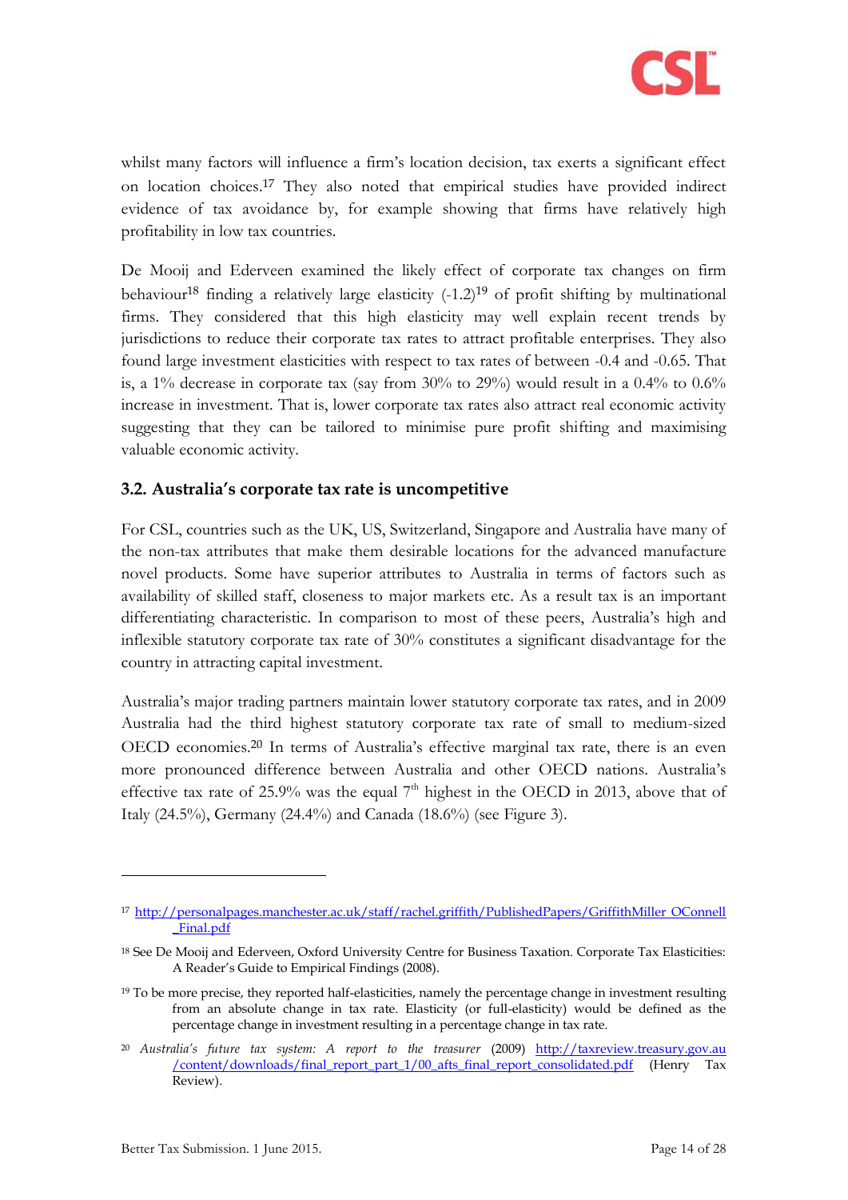whilst many factors will influence a firm's location decision, tax exerts a significant effect on location choices.[17] They also noted that empirical studies have provided indirect evidence of tax avoidance by, for example showing that firms have relatively high profitability in low tax countries.

De Mooij and Ederveen examined the likely effect of corporate tax changes on firm behaviour[18] finding a relatively large elasticity (-1.2)[19] of profit shifting by multinational firms. They considered that this high elasticity may well explain recent trends by jurisdictions to reduce their corporate tax rates to attract profitable enterprises. They also found large investment elasticities with respect to tax rates of between -0.4 and -0.65. That is, a 1% decrease in corporate tax (say from 30% to 29%) would result in a 0.4% to 0.6% increase in investment. That is, lower corporate tax rates also attract real economic activity suggesting that they can be tailored to minimise pure profit shifting and maximising valuable economic activity.

### 3.2. Australia's corporate tax rate is uncompetitive

For CSL, countries such as the UK, US, Switzerland, Singapore and Australia have many of the non-tax attributes that make them desirable locations for the advanced manufacture novel products. Some have superior attributes to Australia in terms of factors such as availability of skilled staff, closeness to major markets etc. As a result tax is an important differentiating characteristic. In comparison to most of these peers, Australia's high and inflexible statutory corporate tax rate of 30% constitutes a significant disadvantage for the country in attracting capital investment.

Australia's major trading partners maintain lower statutory corporate tax rates, and in 2009 Australia had the third highest statutory corporate tax rate of small to medium-sized OECD economies.[20] In terms of Australia's effective marginal tax rate, there is an even more pronounced difference between Australia and other OECD nations. Australia's effective tax rate of 25.9% was the equal 7th highest in the OECD in 2013, above that of Italy (24.5%), Germany (24.4%) and Canada (18.6%) (see Figure 3).

---

[17] http://personalpages.manchester.ac.uk/staff/rachel.griffith/PublishedPapers/GriffithMiller_OConnell_Final.pdf

[18] See De Mooij and Ederveen, Oxford University Centre for Business Taxation. Corporate Tax Elasticities: A Reader's Guide to Empirical Findings (2008).

[19] To be more precise, they reported half-elasticities, namely the percentage change in investment resulting from an absolute change in tax rate. Elasticity (or full-elasticity) would be defined as the percentage change in investment resulting in a percentage change in tax rate.

[20] *Australia's future tax system: A report to the treasurer* (2009) http://taxreview.treasury.gov.au/content/downloads/final_report_part_1/00_afts_final_report_consolidated.pdf (Henry Tax Review).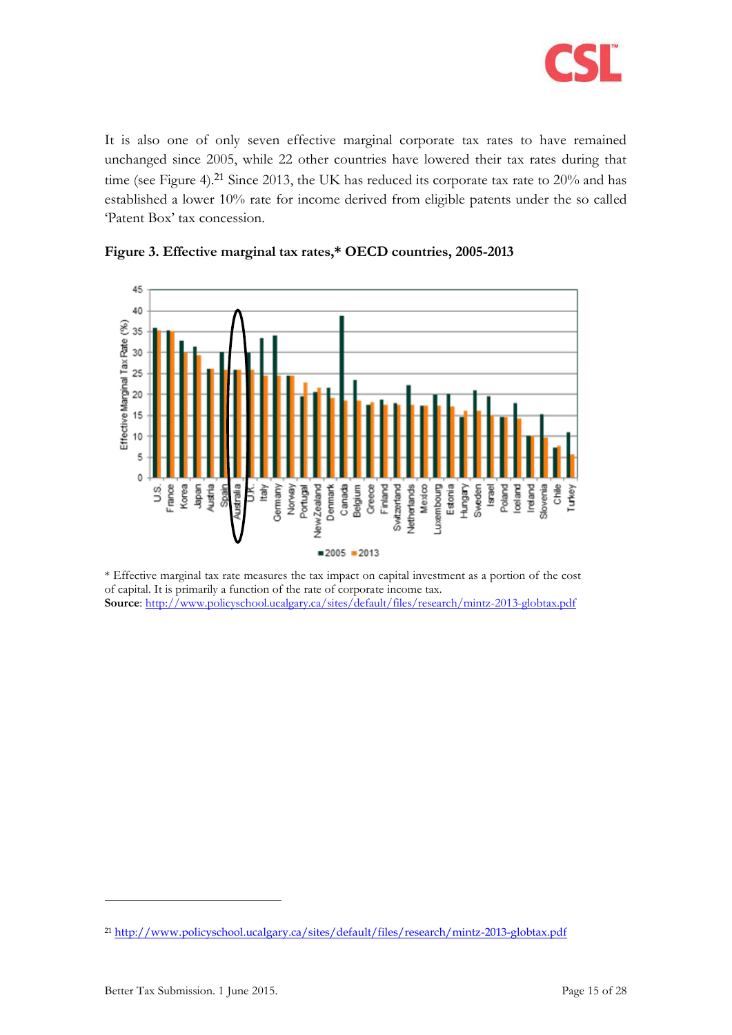It is also one of only seven effective marginal corporate tax rates to have remained unchanged since 2005, while 22 other countries have lowered their tax rates during that time (see Figure 4).[21] Since 2013, the UK has reduced its corporate tax rate to 20% and has established a lower 10% rate for income derived from eligible patents under the so called 'Patent Box' tax concession.

**Figure 3. Effective marginal tax rates,* OECD countries, 2005-2013**

\* Effective marginal tax rate measures the tax impact on capital investment as a portion of the cost of capital. It is primarily a function of the rate of corporate income tax.

**Source**: http://www.policyschool.ucalgary.ca/sites/default/files/research/mintz-2013-globtax.pdf

---

[21] http://www.policyschool.ucalgary.ca/sites/default/files/research/mintz-2013-globtax.pdf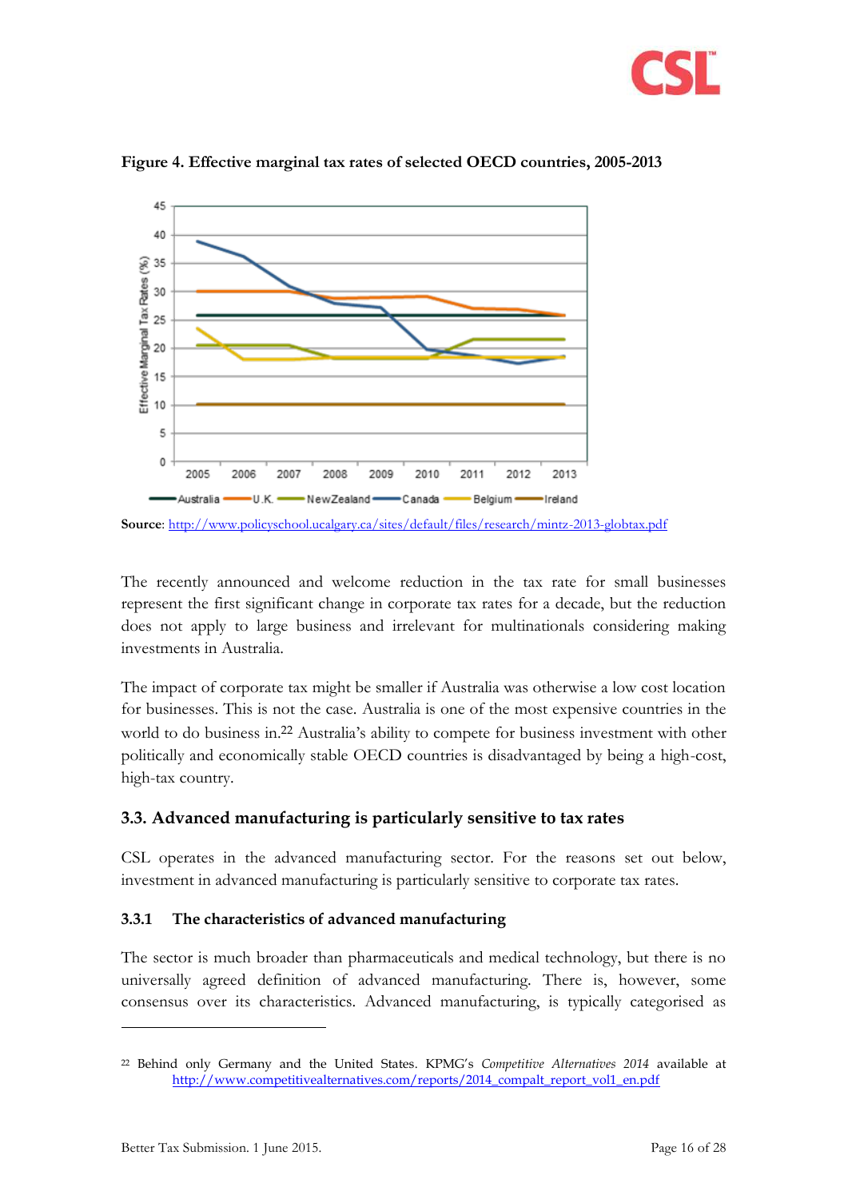**Figure 4. Effective marginal tax rates of selected OECD countries, 2005-2013**

**Source**: http://www.policyschool.ucalgary.ca/sites/default/files/research/mintz-2013-globtax.pdf

The recently announced and welcome reduction in the tax rate for small businesses represent the first significant change in corporate tax rates for a decade, but the reduction does not apply to large business and irrelevant for multinationals considering making investments in Australia.

The impact of corporate tax might be smaller if Australia was otherwise a low cost location for businesses. This is not the case. Australia is one of the most expensive countries in the world to do business in.[22] Australia's ability to compete for business investment with other politically and economically stable OECD countries is disadvantaged by being a high-cost, high-tax country.

## 3.3. Advanced manufacturing is particularly sensitive to tax rates

CSL operates in the advanced manufacturing sector. For the reasons set out below, investment in advanced manufacturing is particularly sensitive to corporate tax rates.

### 3.3.1 The characteristics of advanced manufacturing

The sector is much broader than pharmaceuticals and medical technology, but there is no universally agreed definition of advanced manufacturing. There is, however, some consensus over its characteristics. Advanced manufacturing, is typically categorised as

---

[22] Behind only Germany and the United States. KPMG's *Competitive Alternatives 2014* available at http://www.competitivealternatives.com/reports/2014_compalt_report_vol1_en.pdf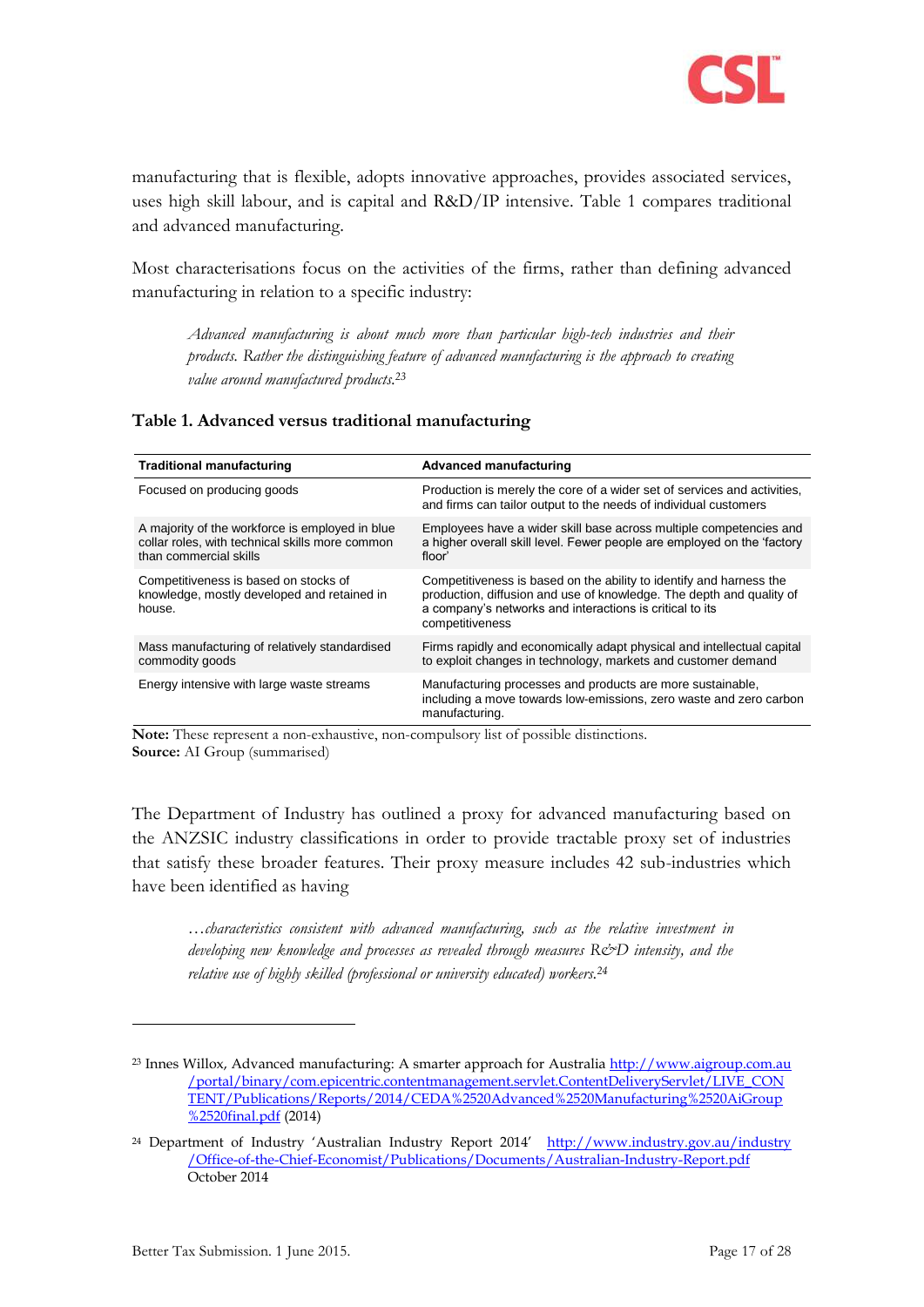manufacturing that is flexible, adopts innovative approaches, provides associated services, uses high skill labour, and is capital and R&D/IP intensive. Table 1 compares traditional and advanced manufacturing.

Most characterisations focus on the activities of the firms, rather than defining advanced manufacturing in relation to a specific industry:

> *Advanced manufacturing is about much more than particular high-tech industries and their products. Rather the distinguishing feature of advanced manufacturing is the approach to creating value around manufactured products.*[23]

**Table 1. Advanced versus traditional manufacturing**

| Traditional manufacturing | Advanced manufacturing |
|---|---|
| Focused on producing goods | Production is merely the core of a wider set of services and activities, and firms can tailor output to the needs of individual customers |
| A majority of the workforce is employed in blue collar roles, with technical skills more common than commercial skills | Employees have a wider skill base across multiple competencies and a higher overall skill level. Fewer people are employed on the 'factory floor' |
| Competitiveness is based on stocks of knowledge, mostly developed and retained in house. | Competitiveness is based on the ability to identify and harness the production, diffusion and use of knowledge. The depth and quality of a company's networks and interactions is critical to its competitiveness |
| Mass manufacturing of relatively standardised commodity goods | Firms rapidly and economically adapt physical and intellectual capital to exploit changes in technology, markets and customer demand |
| Energy intensive with large waste streams | Manufacturing processes and products are more sustainable, including a move towards low-emissions, zero waste and zero carbon manufacturing. |

**Note:** These represent a non-exhaustive, non-compulsory list of possible distinctions.
**Source:** AI Group (summarised)

The Department of Industry has outlined a proxy for advanced manufacturing based on the ANZSIC industry classifications in order to provide tractable proxy set of industries that satisfy these broader features. Their proxy measure includes 42 sub-industries which have been identified as having

> *…characteristics consistent with advanced manufacturing, such as the relative investment in developing new knowledge and processes as revealed through measures R&D intensity, and the relative use of highly skilled (professional or university educated) workers.*[24]

---

[23] Innes Willox, Advanced manufacturing: A smarter approach for Australia http://www.aigroup.com.au/portal/binary/com.epicentric.contentmanagement.servlet.ContentDeliveryServlet/LIVE_CONTENT/Publications/Reports/2014/CEDA%2520Advanced%2520Manufacturing%2520AiGroup%2520final.pdf (2014)

[24] Department of Industry 'Australian Industry Report 2014' http://www.industry.gov.au/industry/Office-of-the-Chief-Economist/Publications/Documents/Australian-Industry-Report.pdf October 2014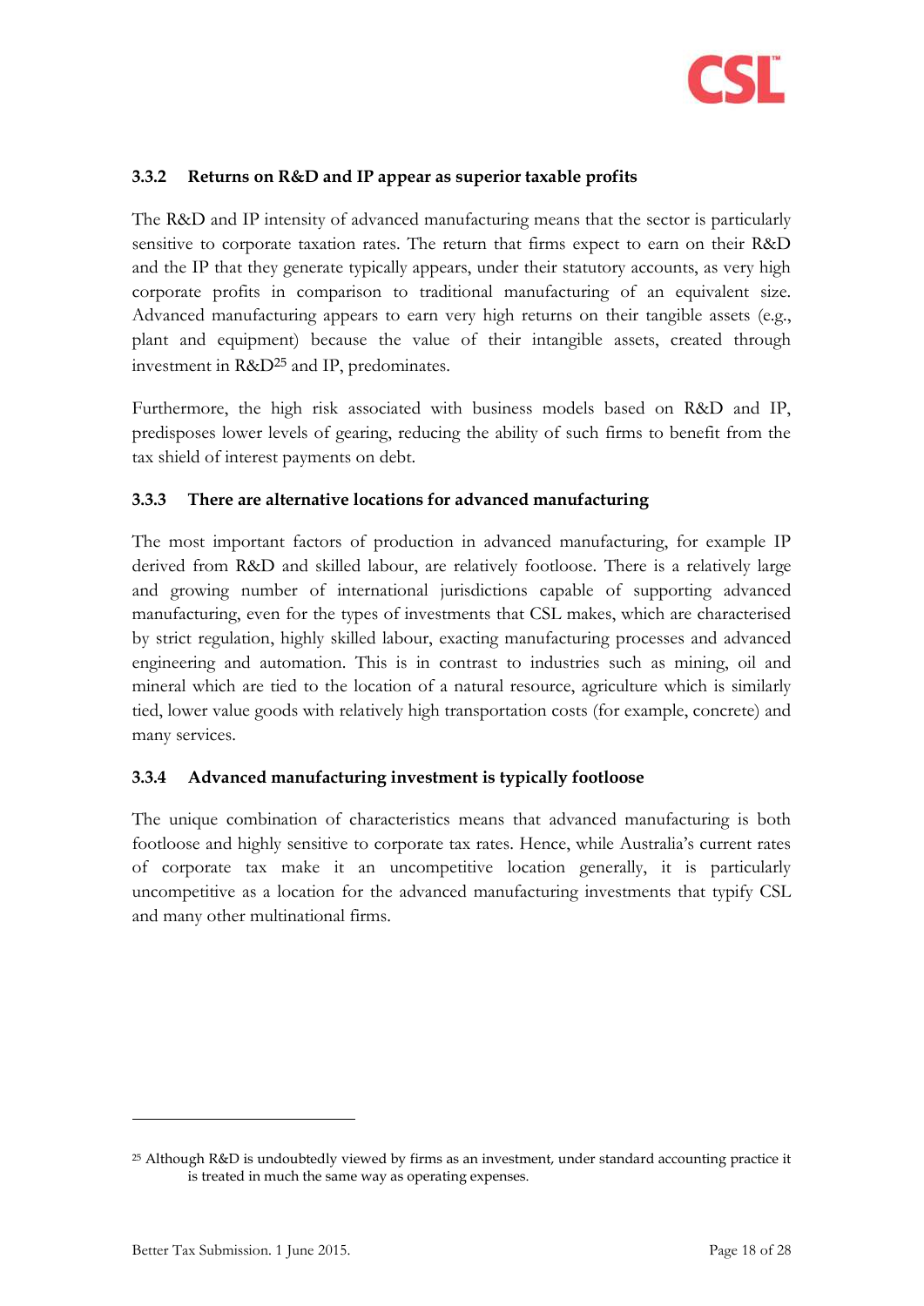### 3.3.2 Returns on R&D and IP appear as superior taxable profits

The R&D and IP intensity of advanced manufacturing means that the sector is particularly sensitive to corporate taxation rates. The return that firms expect to earn on their R&D and the IP that they generate typically appears, under their statutory accounts, as very high corporate profits in comparison to traditional manufacturing of an equivalent size. Advanced manufacturing appears to earn very high returns on their tangible assets (e.g., plant and equipment) because the value of their intangible assets, created through investment in R&D[25] and IP, predominates.

Furthermore, the high risk associated with business models based on R&D and IP, predisposes lower levels of gearing, reducing the ability of such firms to benefit from the tax shield of interest payments on debt.

### 3.3.3 There are alternative locations for advanced manufacturing

The most important factors of production in advanced manufacturing, for example IP derived from R&D and skilled labour, are relatively footloose. There is a relatively large and growing number of international jurisdictions capable of supporting advanced manufacturing, even for the types of investments that CSL makes, which are characterised by strict regulation, highly skilled labour, exacting manufacturing processes and advanced engineering and automation. This is in contrast to industries such as mining, oil and mineral which are tied to the location of a natural resource, agriculture which is similarly tied, lower value goods with relatively high transportation costs (for example, concrete) and many services.

### 3.3.4 Advanced manufacturing investment is typically footloose

The unique combination of characteristics means that advanced manufacturing is both footloose and highly sensitive to corporate tax rates. Hence, while Australia's current rates of corporate tax make it an uncompetitive location generally, it is particularly uncompetitive as a location for the advanced manufacturing investments that typify CSL and many other multinational firms.

---

[25] Although R&D is undoubtedly viewed by firms as an investment, under standard accounting practice it is treated in much the same way as operating expenses.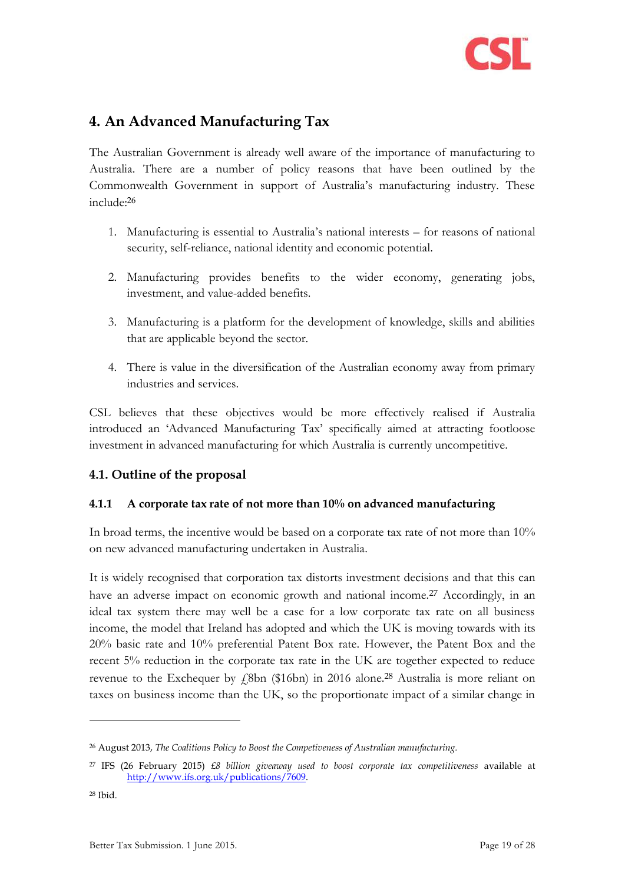## 4. An Advanced Manufacturing Tax

The Australian Government is already well aware of the importance of manufacturing to Australia. There are a number of policy reasons that have been outlined by the Commonwealth Government in support of Australia's manufacturing industry. These include:[26]

1. Manufacturing is essential to Australia's national interests – for reasons of national security, self-reliance, national identity and economic potential.
2. Manufacturing provides benefits to the wider economy, generating jobs, investment, and value-added benefits.
3. Manufacturing is a platform for the development of knowledge, skills and abilities that are applicable beyond the sector.
4. There is value in the diversification of the Australian economy away from primary industries and services.

CSL believes that these objectives would be more effectively realised if Australia introduced an 'Advanced Manufacturing Tax' specifically aimed at attracting footloose investment in advanced manufacturing for which Australia is currently uncompetitive.

### 4.1. Outline of the proposal

#### 4.1.1 A corporate tax rate of not more than 10% on advanced manufacturing

In broad terms, the incentive would be based on a corporate tax rate of not more than 10% on new advanced manufacturing undertaken in Australia.

It is widely recognised that corporation tax distorts investment decisions and that this can have an adverse impact on economic growth and national income.[27] Accordingly, in an ideal tax system there may well be a case for a low corporate tax rate on all business income, the model that Ireland has adopted and which the UK is moving towards with its 20% basic rate and 10% preferential Patent Box rate. However, the Patent Box and the recent 5% reduction in the corporate tax rate in the UK are together expected to reduce revenue to the Exchequer by £8bn ($16bn) in 2016 alone.[28] Australia is more reliant on taxes on business income than the UK, so the proportionate impact of a similar change in

---

[26] August 2013, *The Coalitions Policy to Boost the Competiveness of Australian manufacturing.*

[27] IFS (26 February 2015) *£8 billion giveaway used to boost corporate tax competitiveness* available at http://www.ifs.org.uk/publications/7609.

[28] Ibid.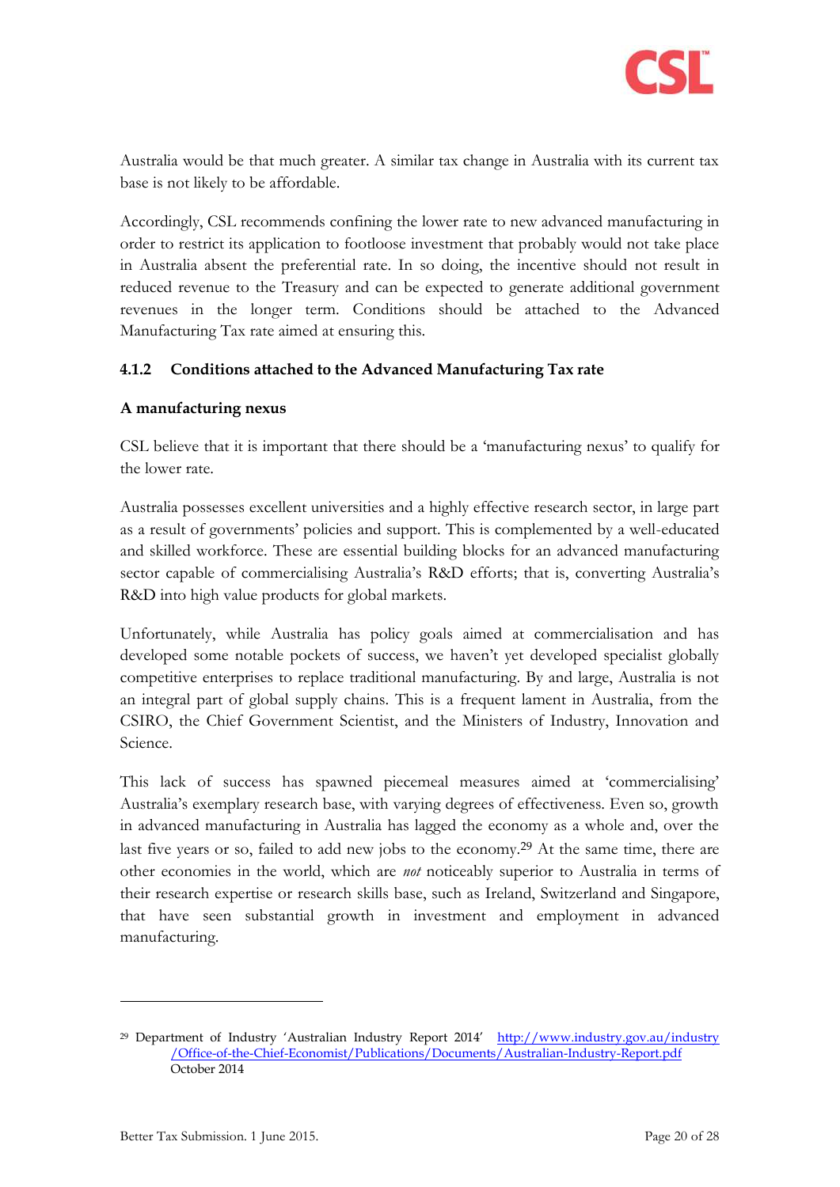Australia would be that much greater. A similar tax change in Australia with its current tax base is not likely to be affordable.

Accordingly, CSL recommends confining the lower rate to new advanced manufacturing in order to restrict its application to footloose investment that probably would not take place in Australia absent the preferential rate. In so doing, the incentive should not result in reduced revenue to the Treasury and can be expected to generate additional government revenues in the longer term. Conditions should be attached to the Advanced Manufacturing Tax rate aimed at ensuring this.

### 4.1.2 Conditions attached to the Advanced Manufacturing Tax rate

**A manufacturing nexus**

CSL believe that it is important that there should be a 'manufacturing nexus' to qualify for the lower rate.

Australia possesses excellent universities and a highly effective research sector, in large part as a result of governments' policies and support. This is complemented by a well-educated and skilled workforce. These are essential building blocks for an advanced manufacturing sector capable of commercialising Australia's R&D efforts; that is, converting Australia's R&D into high value products for global markets.

Unfortunately, while Australia has policy goals aimed at commercialisation and has developed some notable pockets of success, we haven't yet developed specialist globally competitive enterprises to replace traditional manufacturing. By and large, Australia is not an integral part of global supply chains. This is a frequent lament in Australia, from the CSIRO, the Chief Government Scientist, and the Ministers of Industry, Innovation and Science.

This lack of success has spawned piecemeal measures aimed at 'commercialising' Australia's exemplary research base, with varying degrees of effectiveness. Even so, growth in advanced manufacturing in Australia has lagged the economy as a whole and, over the last five years or so, failed to add new jobs to the economy.[29] At the same time, there are other economies in the world, which are *not* noticeably superior to Australia in terms of their research expertise or research skills base, such as Ireland, Switzerland and Singapore, that have seen substantial growth in investment and employment in advanced manufacturing.

---

[29] Department of Industry 'Australian Industry Report 2014' http://www.industry.gov.au/industry/Office-of-the-Chief-Economist/Publications/Documents/Australian-Industry-Report.pdf October 2014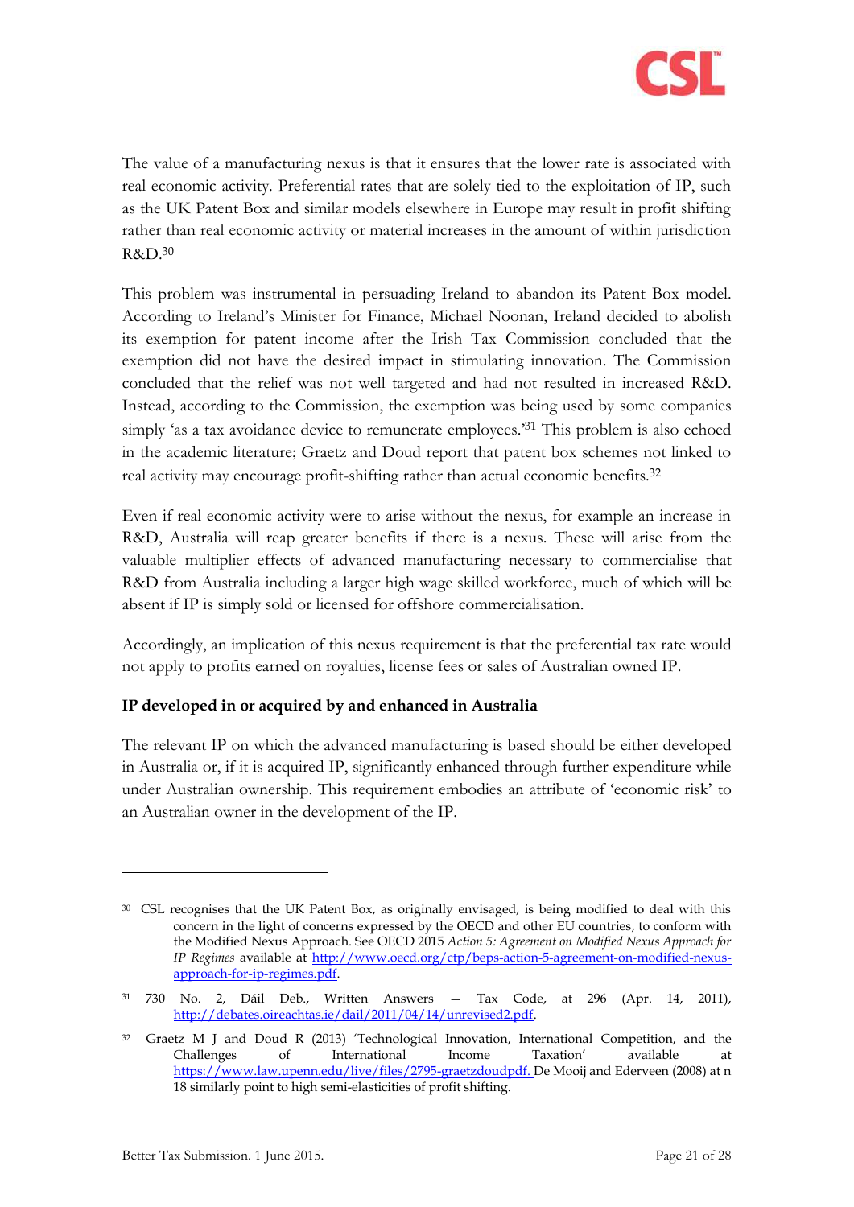The value of a manufacturing nexus is that it ensures that the lower rate is associated with real economic activity. Preferential rates that are solely tied to the exploitation of IP, such as the UK Patent Box and similar models elsewhere in Europe may result in profit shifting rather than real economic activity or material increases in the amount of within jurisdiction R&D.[30]

This problem was instrumental in persuading Ireland to abandon its Patent Box model. According to Ireland's Minister for Finance, Michael Noonan, Ireland decided to abolish its exemption for patent income after the Irish Tax Commission concluded that the exemption did not have the desired impact in stimulating innovation. The Commission concluded that the relief was not well targeted and had not resulted in increased R&D. Instead, according to the Commission, the exemption was being used by some companies simply 'as a tax avoidance device to remunerate employees.'[31] This problem is also echoed in the academic literature; Graetz and Doud report that patent box schemes not linked to real activity may encourage profit-shifting rather than actual economic benefits.[32]

Even if real economic activity were to arise without the nexus, for example an increase in R&D, Australia will reap greater benefits if there is a nexus. These will arise from the valuable multiplier effects of advanced manufacturing necessary to commercialise that R&D from Australia including a larger high wage skilled workforce, much of which will be absent if IP is simply sold or licensed for offshore commercialisation.

Accordingly, an implication of this nexus requirement is that the preferential tax rate would not apply to profits earned on royalties, license fees or sales of Australian owned IP.

**IP developed in or acquired by and enhanced in Australia**

The relevant IP on which the advanced manufacturing is based should be either developed in Australia or, if it is acquired IP, significantly enhanced through further expenditure while under Australian ownership. This requirement embodies an attribute of 'economic risk' to an Australian owner in the development of the IP.

---

[30] CSL recognises that the UK Patent Box, as originally envisaged, is being modified to deal with this concern in the light of concerns expressed by the OECD and other EU countries, to conform with the Modified Nexus Approach. See OECD 2015 *Action 5: Agreement on Modified Nexus Approach for IP Regimes* available at http://www.oecd.org/ctp/beps-action-5-agreement-on-modified-nexus-approach-for-ip-regimes.pdf.

[31] 730 No. 2, Dáil Deb., Written Answers — Tax Code, at 296 (Apr. 14, 2011), http://debates.oireachtas.ie/dail/2011/04/14/unrevised2.pdf.

[32] Graetz M J and Doud R (2013) 'Technological Innovation, International Competition, and the Challenges of International Income Taxation' available at https://www.law.upenn.edu/live/files/2795-graetzdoudpdf. De Mooij and Ederveen (2008) at n 18 similarly point to high semi-elasticities of profit shifting.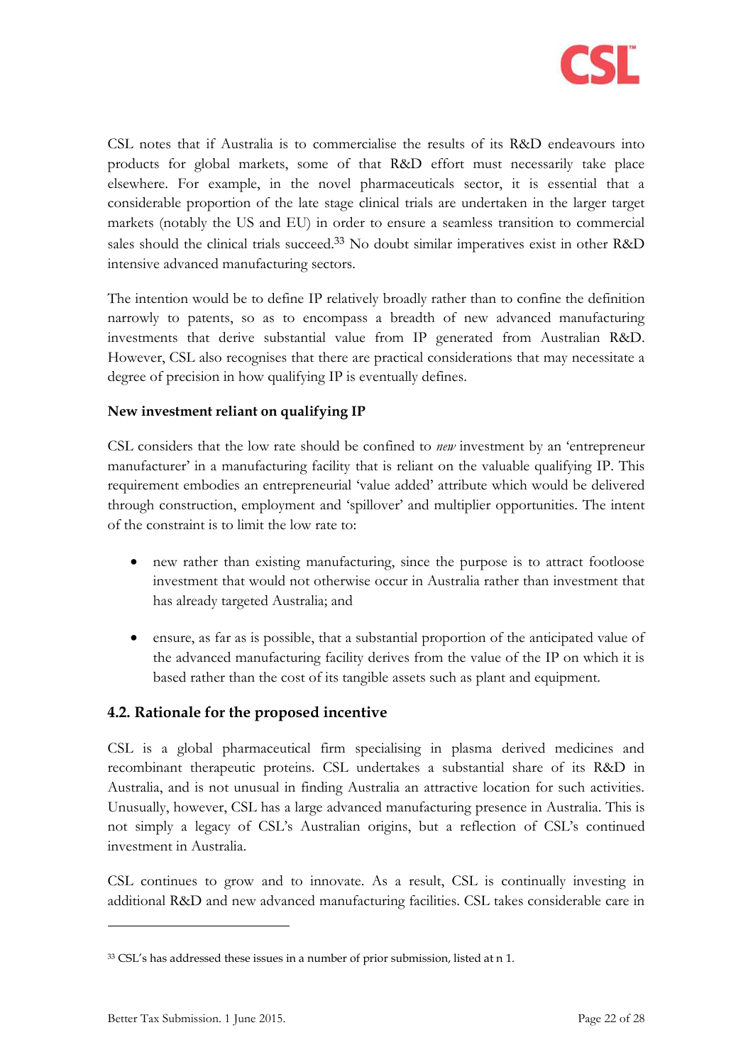CSL notes that if Australia is to commercialise the results of its R&D endeavours into products for global markets, some of that R&D effort must necessarily take place elsewhere. For example, in the novel pharmaceuticals sector, it is essential that a considerable proportion of the late stage clinical trials are undertaken in the larger target markets (notably the US and EU) in order to ensure a seamless transition to commercial sales should the clinical trials succeed.[33] No doubt similar imperatives exist in other R&D intensive advanced manufacturing sectors.

The intention would be to define IP relatively broadly rather than to confine the definition narrowly to patents, so as to encompass a breadth of new advanced manufacturing investments that derive substantial value from IP generated from Australian R&D. However, CSL also recognises that there are practical considerations that may necessitate a degree of precision in how qualifying IP is eventually defines.

**New investment reliant on qualifying IP**

CSL considers that the low rate should be confined to ***new*** investment by an 'entrepreneur manufacturer' in a manufacturing facility that is reliant on the valuable qualifying IP. This requirement embodies an entrepreneurial 'value added' attribute which would be delivered through construction, employment and 'spillover' and multiplier opportunities. The intent of the constraint is to limit the low rate to:

- new rather than existing manufacturing, since the purpose is to attract footloose investment that would not otherwise occur in Australia rather than investment that has already targeted Australia; and

- ensure, as far as is possible, that a substantial proportion of the anticipated value of the advanced manufacturing facility derives from the value of the IP on which it is based rather than the cost of its tangible assets such as plant and equipment.

## 4.2. Rationale for the proposed incentive

CSL is a global pharmaceutical firm specialising in plasma derived medicines and recombinant therapeutic proteins. CSL undertakes a substantial share of its R&D in Australia, and is not unusual in finding Australia an attractive location for such activities. Unusually, however, CSL has a large advanced manufacturing presence in Australia. This is not simply a legacy of CSL's Australian origins, but a reflection of CSL's continued investment in Australia.

CSL continues to grow and to innovate. As a result, CSL is continually investing in additional R&D and new advanced manufacturing facilities. CSL takes considerable care in

---

[33] CSL's has addressed these issues in a number of prior submission, listed at n 1.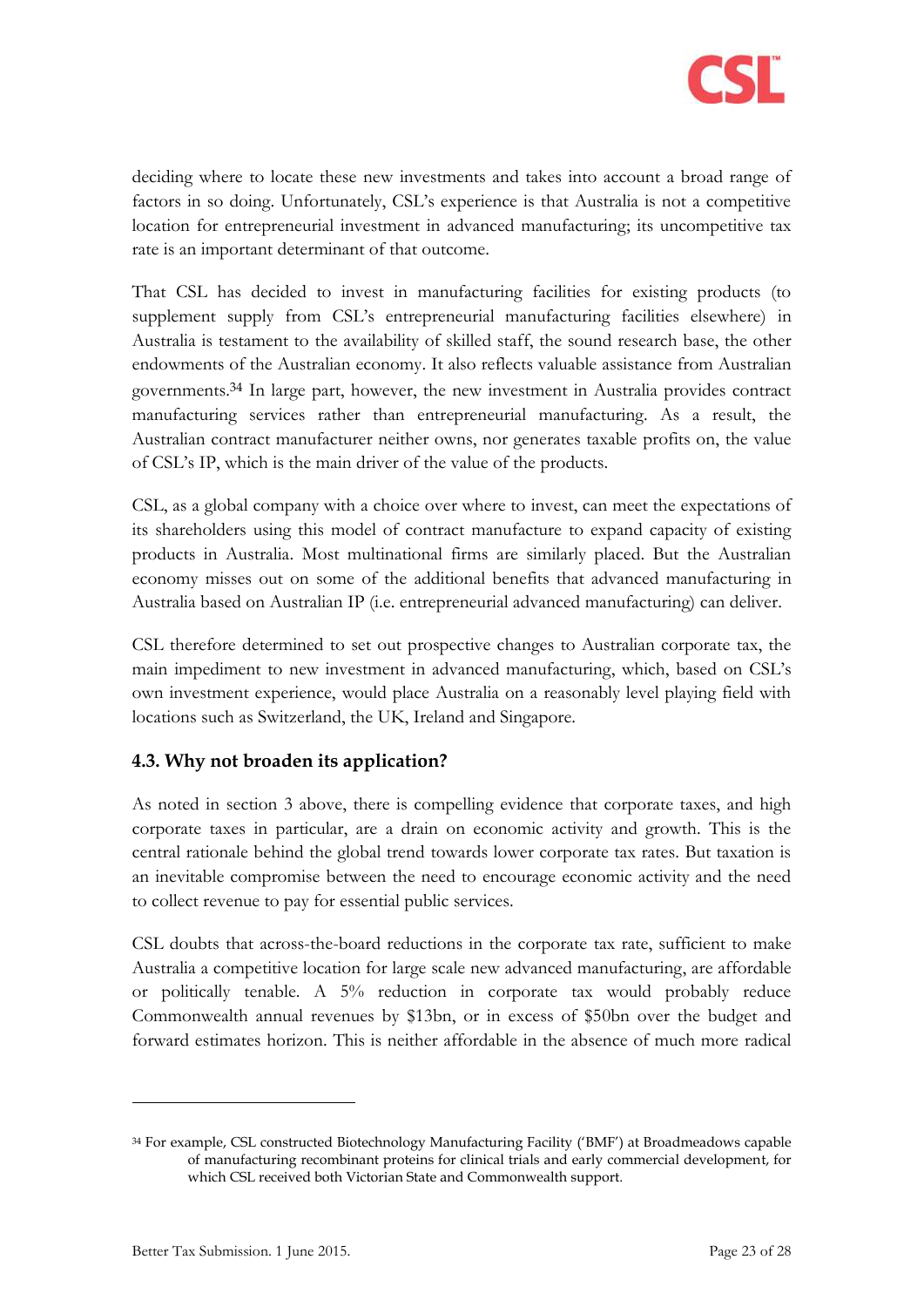deciding where to locate these new investments and takes into account a broad range of factors in so doing. Unfortunately, CSL's experience is that Australia is not a competitive location for entrepreneurial investment in advanced manufacturing; its uncompetitive tax rate is an important determinant of that outcome.

That CSL has decided to invest in manufacturing facilities for existing products (to supplement supply from CSL's entrepreneurial manufacturing facilities elsewhere) in Australia is testament to the availability of skilled staff, the sound research base, the other endowments of the Australian economy. It also reflects valuable assistance from Australian governments.[34] In large part, however, the new investment in Australia provides contract manufacturing services rather than entrepreneurial manufacturing. As a result, the Australian contract manufacturer neither owns, nor generates taxable profits on, the value of CSL's IP, which is the main driver of the value of the products.

CSL, as a global company with a choice over where to invest, can meet the expectations of its shareholders using this model of contract manufacture to expand capacity of existing products in Australia. Most multinational firms are similarly placed. But the Australian economy misses out on some of the additional benefits that advanced manufacturing in Australia based on Australian IP (i.e. entrepreneurial advanced manufacturing) can deliver.

CSL therefore determined to set out prospective changes to Australian corporate tax, the main impediment to new investment in advanced manufacturing, which, based on CSL's own investment experience, would place Australia on a reasonably level playing field with locations such as Switzerland, the UK, Ireland and Singapore.

### 4.3. Why not broaden its application?

As noted in section 3 above, there is compelling evidence that corporate taxes, and high corporate taxes in particular, are a drain on economic activity and growth. This is the central rationale behind the global trend towards lower corporate tax rates. But taxation is an inevitable compromise between the need to encourage economic activity and the need to collect revenue to pay for essential public services.

CSL doubts that across-the-board reductions in the corporate tax rate, sufficient to make Australia a competitive location for large scale new advanced manufacturing, are affordable or politically tenable. A 5% reduction in corporate tax would probably reduce Commonwealth annual revenues by $13bn, or in excess of $50bn over the budget and forward estimates horizon. This is neither affordable in the absence of much more radical

---

[34] For example, CSL constructed Biotechnology Manufacturing Facility ('BMF') at Broadmeadows capable of manufacturing recombinant proteins for clinical trials and early commercial development, for which CSL received both Victorian State and Commonwealth support.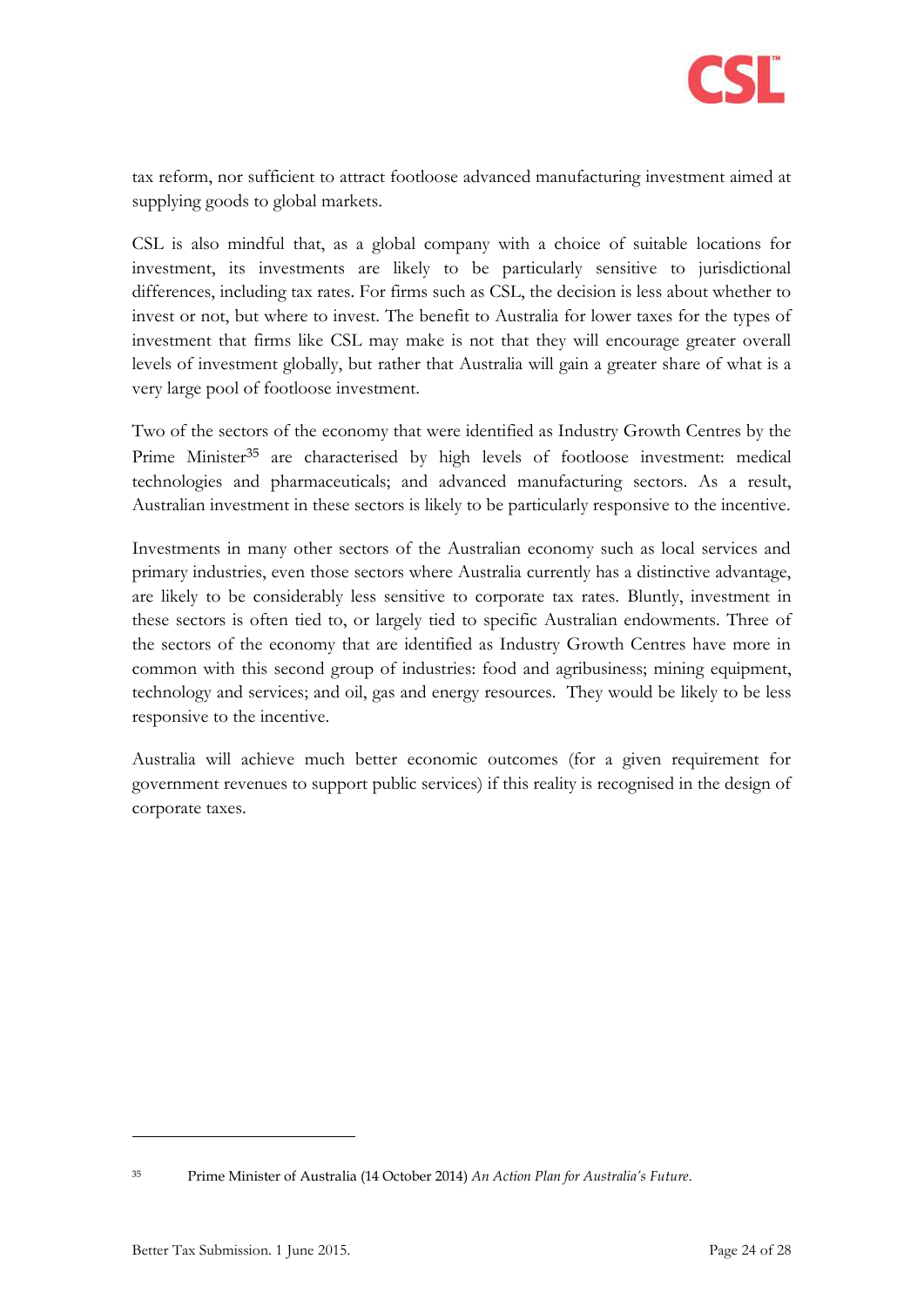tax reform, nor sufficient to attract footloose advanced manufacturing investment aimed at supplying goods to global markets.

CSL is also mindful that, as a global company with a choice of suitable locations for investment, its investments are likely to be particularly sensitive to jurisdictional differences, including tax rates. For firms such as CSL, the decision is less about whether to invest or not, but where to invest. The benefit to Australia for lower taxes for the types of investment that firms like CSL may make is not that they will encourage greater overall levels of investment globally, but rather that Australia will gain a greater share of what is a very large pool of footloose investment.

Two of the sectors of the economy that were identified as Industry Growth Centres by the Prime Minister[35] are characterised by high levels of footloose investment: medical technologies and pharmaceuticals; and advanced manufacturing sectors. As a result, Australian investment in these sectors is likely to be particularly responsive to the incentive.

Investments in many other sectors of the Australian economy such as local services and primary industries, even those sectors where Australia currently has a distinctive advantage, are likely to be considerably less sensitive to corporate tax rates. Bluntly, investment in these sectors is often tied to, or largely tied to specific Australian endowments. Three of the sectors of the economy that are identified as Industry Growth Centres have more in common with this second group of industries: food and agribusiness; mining equipment, technology and services; and oil, gas and energy resources. They would be likely to be less responsive to the incentive.

Australia will achieve much better economic outcomes (for a given requirement for government revenues to support public services) if this reality is recognised in the design of corporate taxes.

---

[35] Prime Minister of Australia (14 October 2014) *An Action Plan for Australia's Future.*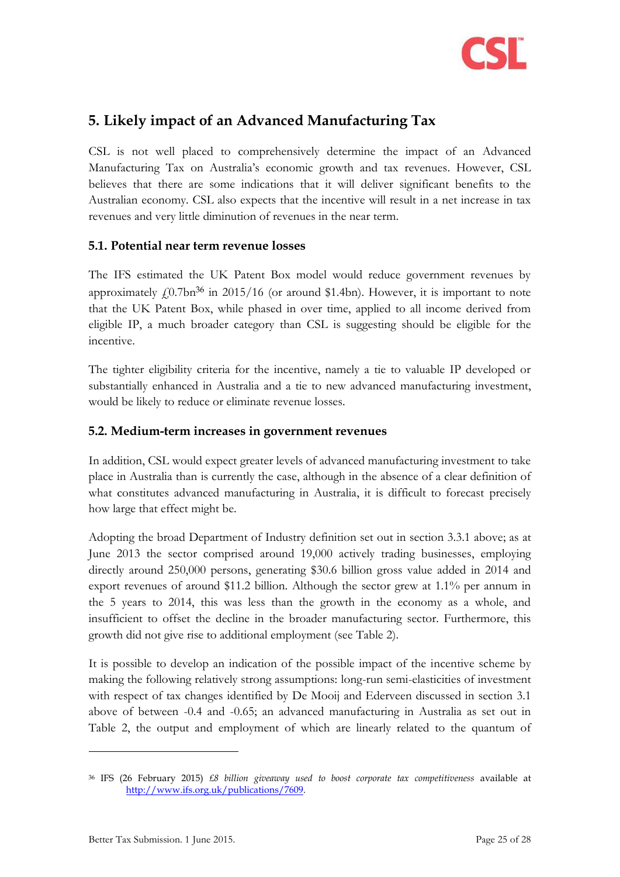## 5. Likely impact of an Advanced Manufacturing Tax

CSL is not well placed to comprehensively determine the impact of an Advanced Manufacturing Tax on Australia's economic growth and tax revenues. However, CSL believes that there are some indications that it will deliver significant benefits to the Australian economy. CSL also expects that the incentive will result in a net increase in tax revenues and very little diminution of revenues in the near term.

### 5.1. Potential near term revenue losses

The IFS estimated the UK Patent Box model would reduce government revenues by approximately £0.7bn[36] in 2015/16 (or around $1.4bn). However, it is important to note that the UK Patent Box, while phased in over time, applied to all income derived from eligible IP, a much broader category than CSL is suggesting should be eligible for the incentive.

The tighter eligibility criteria for the incentive, namely a tie to valuable IP developed or substantially enhanced in Australia and a tie to new advanced manufacturing investment, would be likely to reduce or eliminate revenue losses.

### 5.2. Medium-term increases in government revenues

In addition, CSL would expect greater levels of advanced manufacturing investment to take place in Australia than is currently the case, although in the absence of a clear definition of what constitutes advanced manufacturing in Australia, it is difficult to forecast precisely how large that effect might be.

Adopting the broad Department of Industry definition set out in section 3.3.1 above; as at June 2013 the sector comprised around 19,000 actively trading businesses, employing directly around 250,000 persons, generating $30.6 billion gross value added in 2014 and export revenues of around $11.2 billion. Although the sector grew at 1.1% per annum in the 5 years to 2014, this was less than the growth in the economy as a whole, and insufficient to offset the decline in the broader manufacturing sector. Furthermore, this growth did not give rise to additional employment (see Table 2).

It is possible to develop an indication of the possible impact of the incentive scheme by making the following relatively strong assumptions: long-run semi-elasticities of investment with respect of tax changes identified by De Mooij and Ederveen discussed in section 3.1 above of between -0.4 and -0.65; an advanced manufacturing in Australia as set out in Table 2, the output and employment of which are linearly related to the quantum of

---

[36] IFS (26 February 2015) *£8 billion giveaway used to boost corporate tax competitiveness* available at http://www.ifs.org.uk/publications/7609.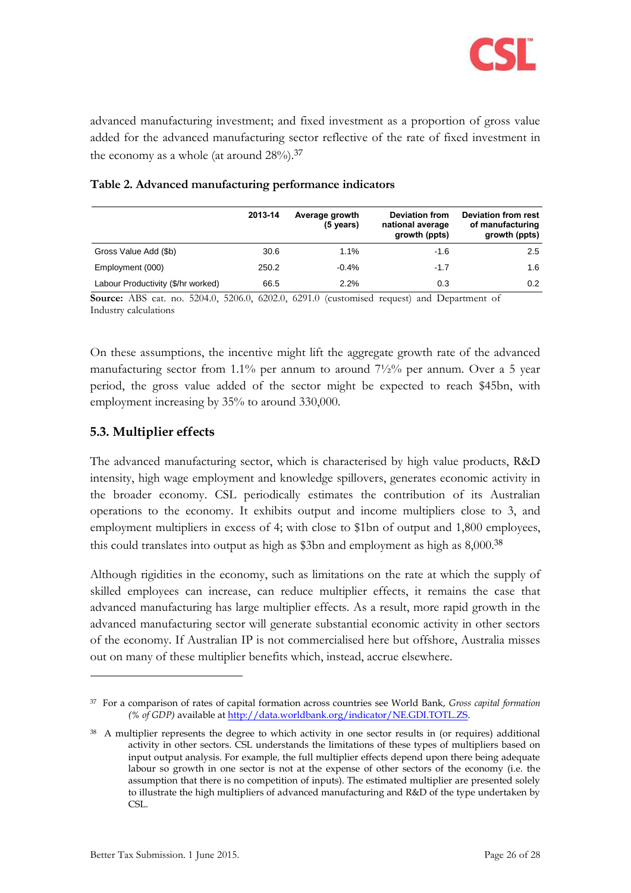advanced manufacturing investment; and fixed investment as a proportion of gross value added for the advanced manufacturing sector reflective of the rate of fixed investment in the economy as a whole (at around 28%).[37]

**Table 2. Advanced manufacturing performance indicators**

| | 2013-14 | Average growth (5 years) | Deviation from national average growth (ppts) | Deviation from rest of manufacturing growth (ppts) |
|---|---|---|---|---|
| Gross Value Add ($b) | 30.6 | 1.1% | -1.6 | 2.5 |
| Employment (000) | 250.2 | -0.4% | -1.7 | 1.6 |
| Labour Productivity ($/hr worked) | 66.5 | 2.2% | 0.3 | 0.2 |

**Source:** ABS cat. no. 5204.0, 5206.0, 6202.0, 6291.0 (customised request) and Department of Industry calculations

On these assumptions, the incentive might lift the aggregate growth rate of the advanced manufacturing sector from 1.1% per annum to around 7½% per annum. Over a 5 year period, the gross value added of the sector might be expected to reach $45bn, with employment increasing by 35% to around 330,000.

## 5.3. Multiplier effects

The advanced manufacturing sector, which is characterised by high value products, R&D intensity, high wage employment and knowledge spillovers, generates economic activity in the broader economy. CSL periodically estimates the contribution of its Australian operations to the economy. It exhibits output and income multipliers close to 3, and employment multipliers in excess of 4; with close to $1bn of output and 1,800 employees, this could translates into output as high as $3bn and employment as high as 8,000.[38]

Although rigidities in the economy, such as limitations on the rate at which the supply of skilled employees can increase, can reduce multiplier effects, it remains the case that advanced manufacturing has large multiplier effects. As a result, more rapid growth in the advanced manufacturing sector will generate substantial economic activity in other sectors of the economy. If Australian IP is not commercialised here but offshore, Australia misses out on many of these multiplier benefits which, instead, accrue elsewhere.

---

[37] For a comparison of rates of capital formation across countries see World Bank, *Gross capital formation (% of GDP)* available at http://data.worldbank.org/indicator/NE.GDI.TOTL.ZS.

[38] A multiplier represents the degree to which activity in one sector results in (or requires) additional activity in other sectors. CSL understands the limitations of these types of multipliers based on input output analysis. For example, the full multiplier effects depend upon there being adequate labour so growth in one sector is not at the expense of other sectors of the economy (i.e. the assumption that there is no competition of inputs). The estimated multiplier are presented solely to illustrate the high multipliers of advanced manufacturing and R&D of the type undertaken by CSL.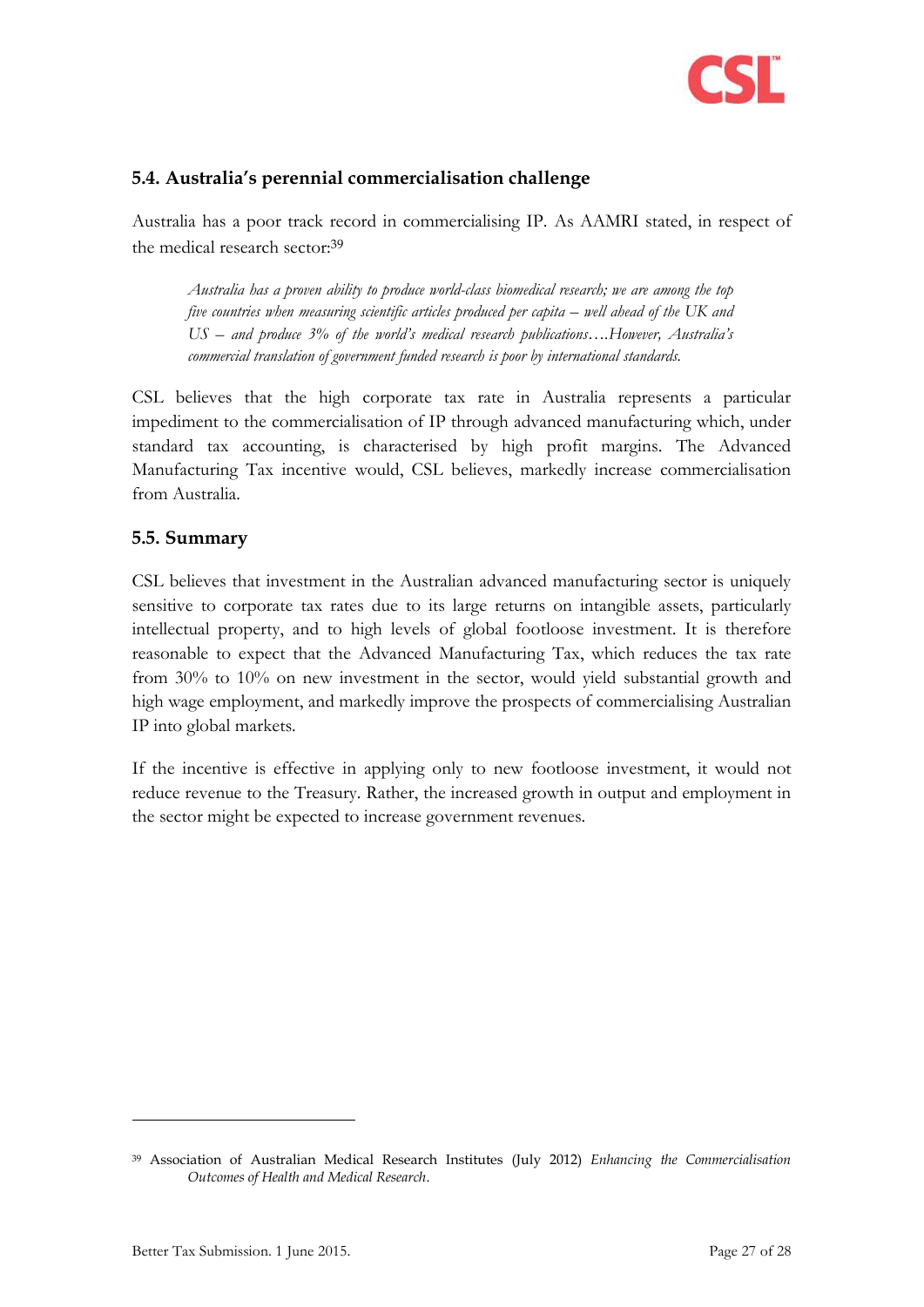### 5.4. Australia's perennial commercialisation challenge

Australia has a poor track record in commercialising IP. As AAMRI stated, in respect of the medical research sector:[39]

> *Australia has a proven ability to produce world-class biomedical research; we are among the top five countries when measuring scientific articles produced per capita – well ahead of the UK and US – and produce 3% of the world's medical research publications….However, Australia's commercial translation of government funded research is poor by international standards.*

CSL believes that the high corporate tax rate in Australia represents a particular impediment to the commercialisation of IP through advanced manufacturing which, under standard tax accounting, is characterised by high profit margins. The Advanced Manufacturing Tax incentive would, CSL believes, markedly increase commercialisation from Australia.

### 5.5. Summary

CSL believes that investment in the Australian advanced manufacturing sector is uniquely sensitive to corporate tax rates due to its large returns on intangible assets, particularly intellectual property, and to high levels of global footloose investment. It is therefore reasonable to expect that the Advanced Manufacturing Tax, which reduces the tax rate from 30% to 10% on new investment in the sector, would yield substantial growth and high wage employment, and markedly improve the prospects of commercialising Australian IP into global markets.

If the incentive is effective in applying only to new footloose investment, it would not reduce revenue to the Treasury. Rather, the increased growth in output and employment in the sector might be expected to increase government revenues.

---

[39] Association of Australian Medical Research Institutes (July 2012) *Enhancing the Commercialisation Outcomes of Health and Medical Research*.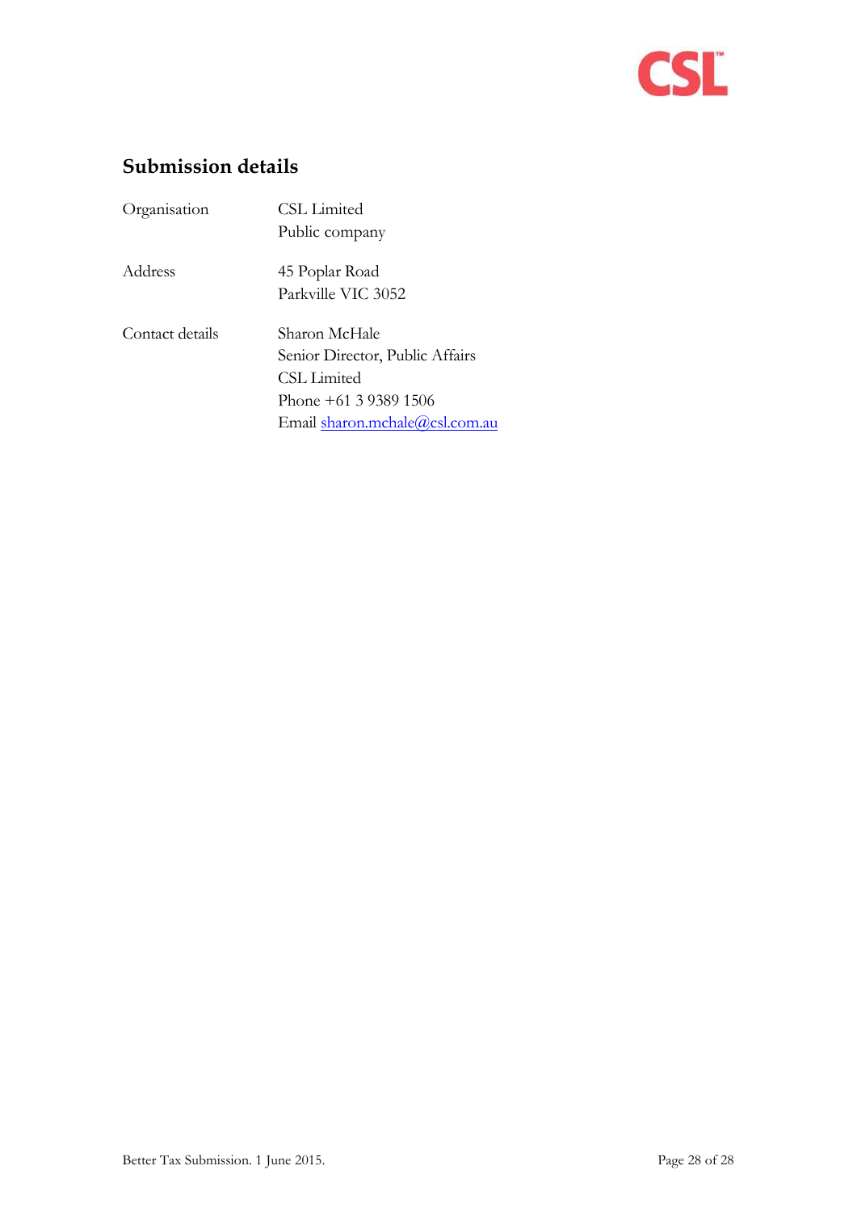## Submission details

| | |
|---|---|
| Organisation | CSL Limited<br>Public company |
| Address | 45 Poplar Road<br>Parkville VIC 3052 |
| Contact details | Sharon McHale<br>Senior Director, Public Affairs<br>CSL Limited<br>Phone +61 3 9389 1506<br>Email sharon.mchale@csl.com.au |